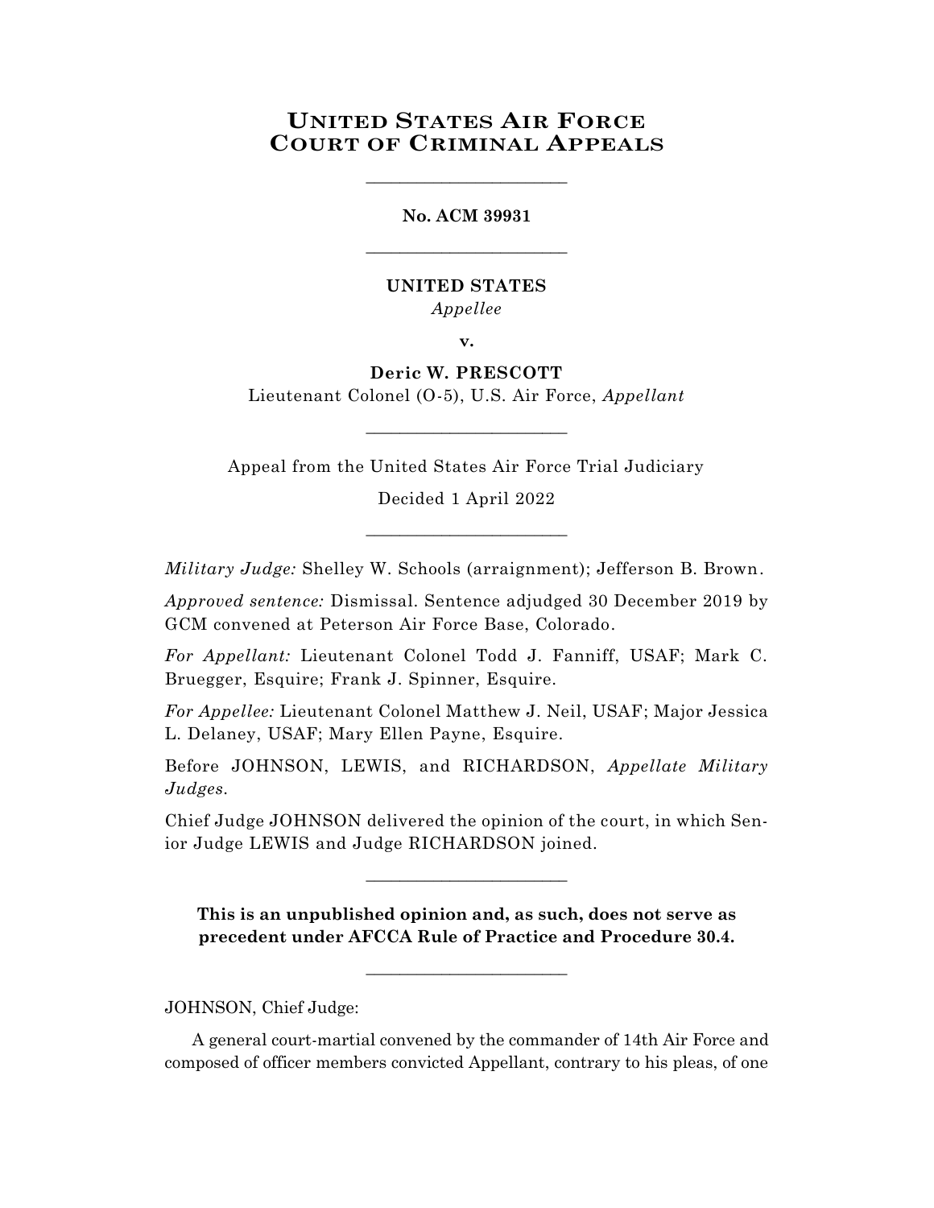# UNITED STATES AIR FORCE COURT OF CRIMINAL APPEALS

---

**No. ACM 39931**

---

**UNITED STATES**

*Appellee*

**v.**

**Deric W. PRESCOTT**

Lieutenant Colonel (O-5), U.S. Air Force, *Appellant*

---

Appeal from the United States Air Force Trial Judiciary

Decided 1 April 2022

---

*Military Judge:* Shelley W. Schools (arraignment); Jefferson B. Brown.

*Approved sentence:* Dismissal. Sentence adjudged 30 December 2019 by GCM convened at Peterson Air Force Base, Colorado.

*For Appellant:* Lieutenant Colonel Todd J. Fanniff, USAF; Mark C. Bruegger, Esquire; Frank J. Spinner, Esquire.

*For Appellee:* Lieutenant Colonel Matthew J. Neil, USAF; Major Jessica L. Delaney, USAF; Mary Ellen Payne, Esquire.

Before JOHNSON, LEWIS, and RICHARDSON, *Appellate Military Judges*.

Chief Judge JOHNSON delivered the opinion of the court, in which Senior Judge LEWIS and Judge RICHARDSON joined.

---

**This is an unpublished opinion and, as such, does not serve as precedent under AFCCA Rule of Practice and Procedure 30.4.**

---

JOHNSON, Chief Judge:

A general court-martial convened by the commander of 14th Air Force and composed of officer members convicted Appellant, contrary to his pleas, of one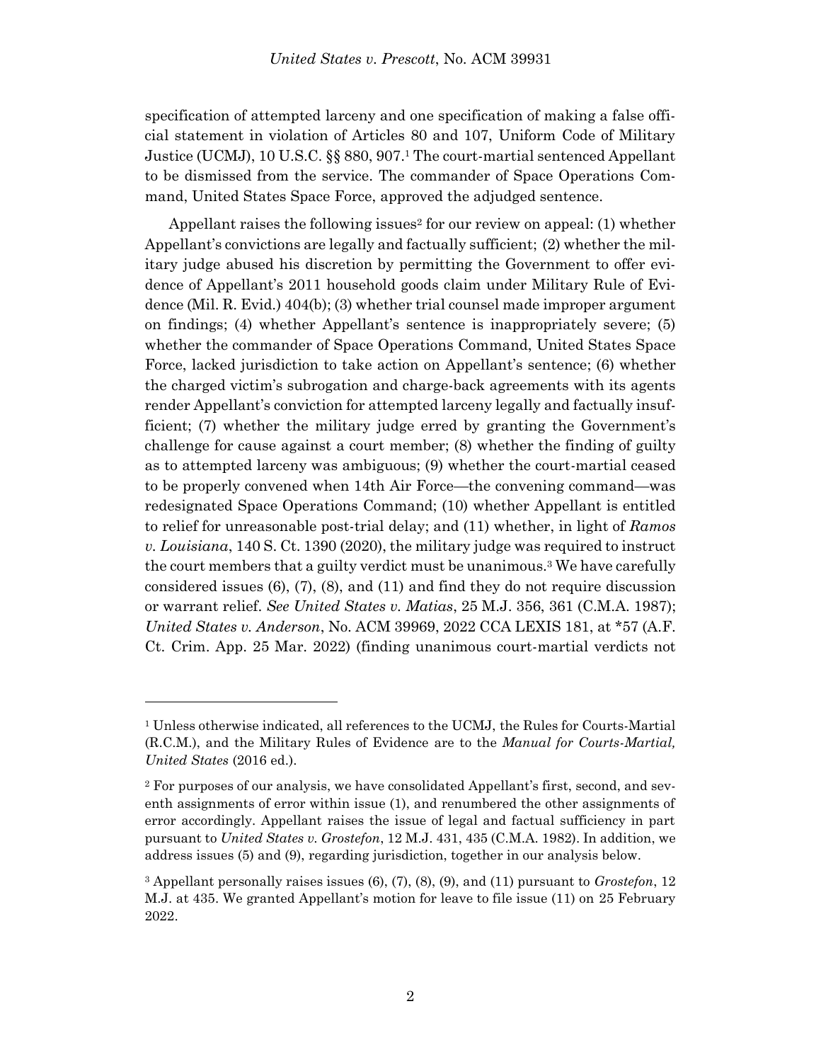specification of attempted larceny and one specification of making a false official statement in violation of Articles 80 and 107, Uniform Code of Military Justice (UCMJ), 10 U.S.C. §§ 880, 907.[1] The court-martial sentenced Appellant to be dismissed from the service. The commander of Space Operations Command, United States Space Force, approved the adjudged sentence.

Appellant raises the following issues[2] for our review on appeal: (1) whether Appellant's convictions are legally and factually sufficient; (2) whether the military judge abused his discretion by permitting the Government to offer evidence of Appellant's 2011 household goods claim under Military Rule of Evidence (Mil. R. Evid.) 404(b); (3) whether trial counsel made improper argument on findings; (4) whether Appellant's sentence is inappropriately severe; (5) whether the commander of Space Operations Command, United States Space Force, lacked jurisdiction to take action on Appellant's sentence; (6) whether the charged victim's subrogation and charge-back agreements with its agents render Appellant's conviction for attempted larceny legally and factually insufficient; (7) whether the military judge erred by granting the Government's challenge for cause against a court member; (8) whether the finding of guilty as to attempted larceny was ambiguous; (9) whether the court-martial ceased to be properly convened when 14th Air Force—the convening command—was redesignated Space Operations Command; (10) whether Appellant is entitled to relief for unreasonable post-trial delay; and (11) whether, in light of *Ramos v. Louisiana*, 140 S. Ct. 1390 (2020), the military judge was required to instruct the court members that a guilty verdict must be unanimous.[3] We have carefully considered issues (6), (7), (8), and (11) and find they do not require discussion or warrant relief. *See United States v. Matias*, 25 M.J. 356, 361 (C.M.A. 1987); *United States v. Anderson*, No. ACM 39969, 2022 CCA LEXIS 181, at *57 (A.F. Ct. Crim. App. 25 Mar. 2022) (finding unanimous court-martial verdicts not

---

[1] Unless otherwise indicated, all references to the UCMJ, the Rules for Courts-Martial (R.C.M.), and the Military Rules of Evidence are to the *Manual for Courts-Martial, United States* (2016 ed.).

[2] For purposes of our analysis, we have consolidated Appellant's first, second, and seventh assignments of error within issue (1), and renumbered the other assignments of error accordingly. Appellant raises the issue of legal and factual sufficiency in part pursuant to *United States v. Grostefon*, 12 M.J. 431, 435 (C.M.A. 1982). In addition, we address issues (5) and (9), regarding jurisdiction, together in our analysis below.

[3] Appellant personally raises issues (6), (7), (8), (9), and (11) pursuant to *Grostefon*, 12 M.J. at 435. We granted Appellant's motion for leave to file issue (11) on 25 February 2022.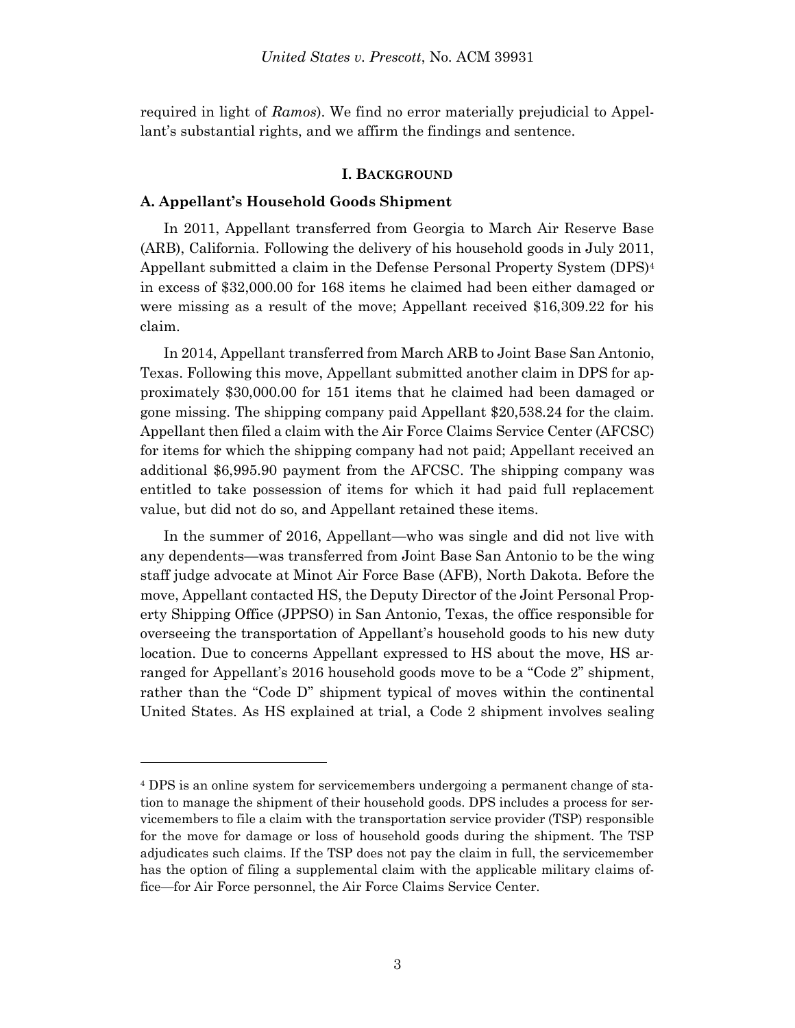required in light of *Ramos*). We find no error materially prejudicial to Appellant's substantial rights, and we affirm the findings and sentence.

## I. BACKGROUND

### A. Appellant's Household Goods Shipment

In 2011, Appellant transferred from Georgia to March Air Reserve Base (ARB), California. Following the delivery of his household goods in July 2011, Appellant submitted a claim in the Defense Personal Property System (DPS)[4] in excess of $32,000.00 for 168 items he claimed had been either damaged or were missing as a result of the move; Appellant received $16,309.22 for his claim.

In 2014, Appellant transferred from March ARB to Joint Base San Antonio, Texas. Following this move, Appellant submitted another claim in DPS for approximately $30,000.00 for 151 items that he claimed had been damaged or gone missing. The shipping company paid Appellant $20,538.24 for the claim. Appellant then filed a claim with the Air Force Claims Service Center (AFCSC) for items for which the shipping company had not paid; Appellant received an additional $6,995.90 payment from the AFCSC. The shipping company was entitled to take possession of items for which it had paid full replacement value, but did not do so, and Appellant retained these items.

In the summer of 2016, Appellant—who was single and did not live with any dependents—was transferred from Joint Base San Antonio to be the wing staff judge advocate at Minot Air Force Base (AFB), North Dakota. Before the move, Appellant contacted HS, the Deputy Director of the Joint Personal Property Shipping Office (JPPSO) in San Antonio, Texas, the office responsible for overseeing the transportation of Appellant's household goods to his new duty location. Due to concerns Appellant expressed to HS about the move, HS arranged for Appellant's 2016 household goods move to be a "Code 2" shipment, rather than the "Code D" shipment typical of moves within the continental United States. As HS explained at trial, a Code 2 shipment involves sealing

[4] DPS is an online system for servicemembers undergoing a permanent change of station to manage the shipment of their household goods. DPS includes a process for servicemembers to file a claim with the transportation service provider (TSP) responsible for the move for damage or loss of household goods during the shipment. The TSP adjudicates such claims. If the TSP does not pay the claim in full, the servicemember has the option of filing a supplemental claim with the applicable military claims office—for Air Force personnel, the Air Force Claims Service Center.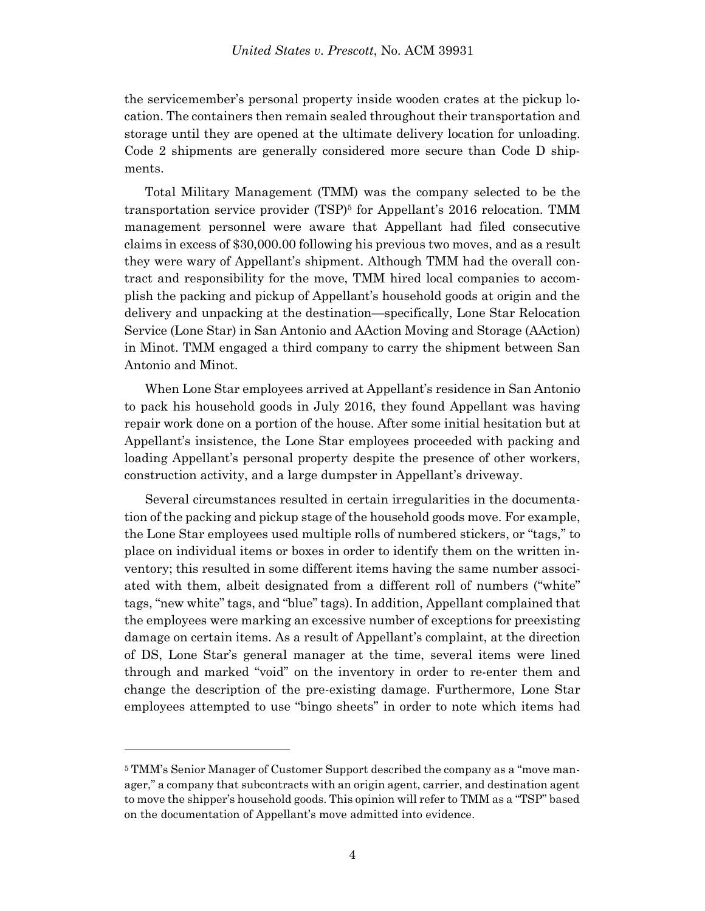the servicemember's personal property inside wooden crates at the pickup location. The containers then remain sealed throughout their transportation and storage until they are opened at the ultimate delivery location for unloading. Code 2 shipments are generally considered more secure than Code D shipments.

Total Military Management (TMM) was the company selected to be the transportation service provider (TSP)[5] for Appellant's 2016 relocation. TMM management personnel were aware that Appellant had filed consecutive claims in excess of $30,000.00 following his previous two moves, and as a result they were wary of Appellant's shipment. Although TMM had the overall contract and responsibility for the move, TMM hired local companies to accomplish the packing and pickup of Appellant's household goods at origin and the delivery and unpacking at the destination—specifically, Lone Star Relocation Service (Lone Star) in San Antonio and AAction Moving and Storage (AAction) in Minot. TMM engaged a third company to carry the shipment between San Antonio and Minot.

When Lone Star employees arrived at Appellant's residence in San Antonio to pack his household goods in July 2016, they found Appellant was having repair work done on a portion of the house. After some initial hesitation but at Appellant's insistence, the Lone Star employees proceeded with packing and loading Appellant's personal property despite the presence of other workers, construction activity, and a large dumpster in Appellant's driveway.

Several circumstances resulted in certain irregularities in the documentation of the packing and pickup stage of the household goods move. For example, the Lone Star employees used multiple rolls of numbered stickers, or "tags," to place on individual items or boxes in order to identify them on the written inventory; this resulted in some different items having the same number associated with them, albeit designated from a different roll of numbers ("white" tags, "new white" tags, and "blue" tags). In addition, Appellant complained that the employees were marking an excessive number of exceptions for preexisting damage on certain items. As a result of Appellant's complaint, at the direction of DS, Lone Star's general manager at the time, several items were lined through and marked "void" on the inventory in order to re-enter them and change the description of the pre-existing damage. Furthermore, Lone Star employees attempted to use "bingo sheets" in order to note which items had

---

[5] TMM's Senior Manager of Customer Support described the company as a "move manager," a company that subcontracts with an origin agent, carrier, and destination agent to move the shipper's household goods. This opinion will refer to TMM as a "TSP" based on the documentation of Appellant's move admitted into evidence.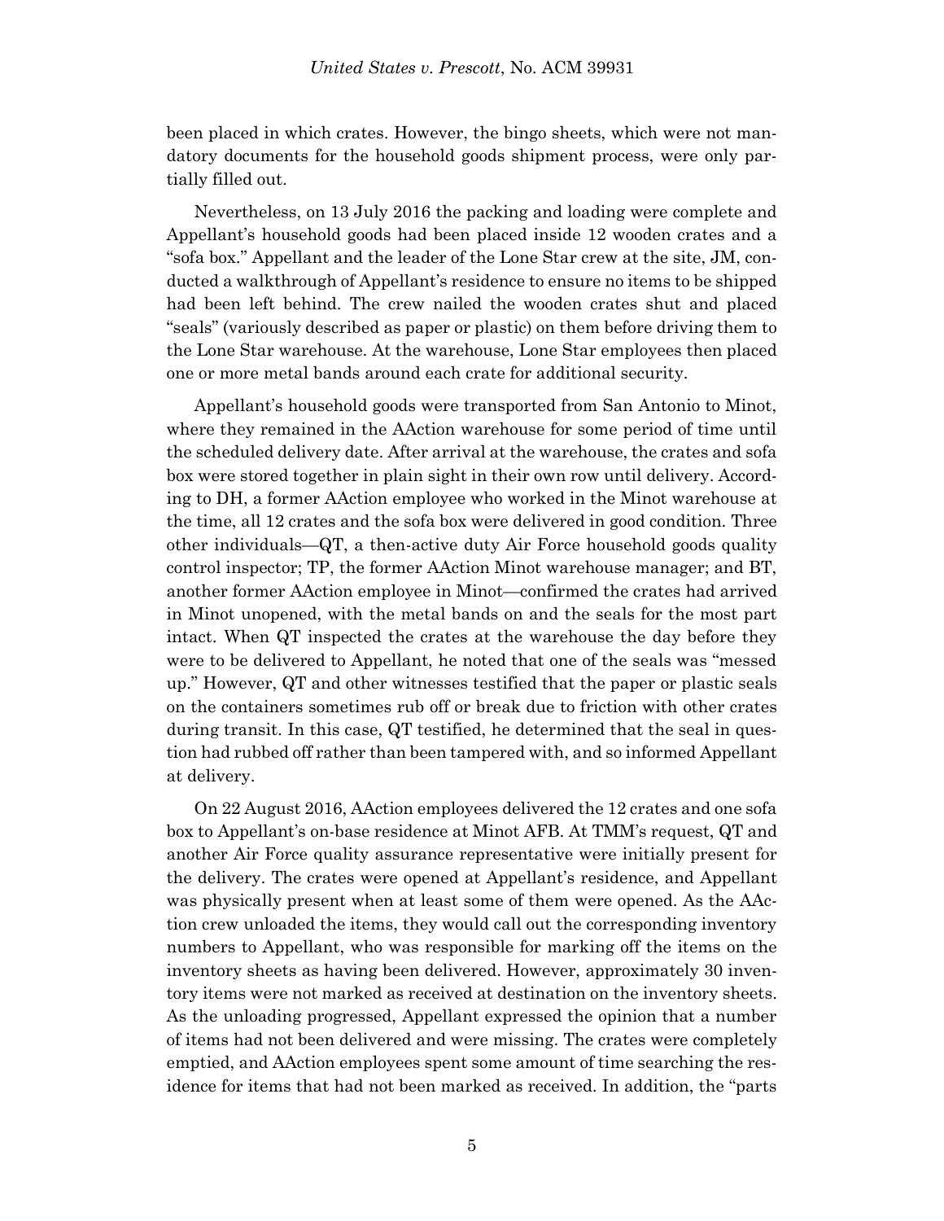been placed in which crates. However, the bingo sheets, which were not mandatory documents for the household goods shipment process, were only partially filled out.

Nevertheless, on 13 July 2016 the packing and loading were complete and Appellant's household goods had been placed inside 12 wooden crates and a "sofa box." Appellant and the leader of the Lone Star crew at the site, JM, conducted a walkthrough of Appellant's residence to ensure no items to be shipped had been left behind. The crew nailed the wooden crates shut and placed "seals" (variously described as paper or plastic) on them before driving them to the Lone Star warehouse. At the warehouse, Lone Star employees then placed one or more metal bands around each crate for additional security.

Appellant's household goods were transported from San Antonio to Minot, where they remained in the AAction warehouse for some period of time until the scheduled delivery date. After arrival at the warehouse, the crates and sofa box were stored together in plain sight in their own row until delivery. According to DH, a former AAction employee who worked in the Minot warehouse at the time, all 12 crates and the sofa box were delivered in good condition. Three other individuals—QT, a then-active duty Air Force household goods quality control inspector; TP, the former AAction Minot warehouse manager; and BT, another former AAction employee in Minot—confirmed the crates had arrived in Minot unopened, with the metal bands on and the seals for the most part intact. When QT inspected the crates at the warehouse the day before they were to be delivered to Appellant, he noted that one of the seals was "messed up." However, QT and other witnesses testified that the paper or plastic seals on the containers sometimes rub off or break due to friction with other crates during transit. In this case, QT testified, he determined that the seal in question had rubbed off rather than been tampered with, and so informed Appellant at delivery.

On 22 August 2016, AAction employees delivered the 12 crates and one sofa box to Appellant's on-base residence at Minot AFB. At TMM's request, QT and another Air Force quality assurance representative were initially present for the delivery. The crates were opened at Appellant's residence, and Appellant was physically present when at least some of them were opened. As the AAction crew unloaded the items, they would call out the corresponding inventory numbers to Appellant, who was responsible for marking off the items on the inventory sheets as having been delivered. However, approximately 30 inventory items were not marked as received at destination on the inventory sheets. As the unloading progressed, Appellant expressed the opinion that a number of items had not been delivered and were missing. The crates were completely emptied, and AAction employees spent some amount of time searching the residence for items that had not been marked as received. In addition, the "parts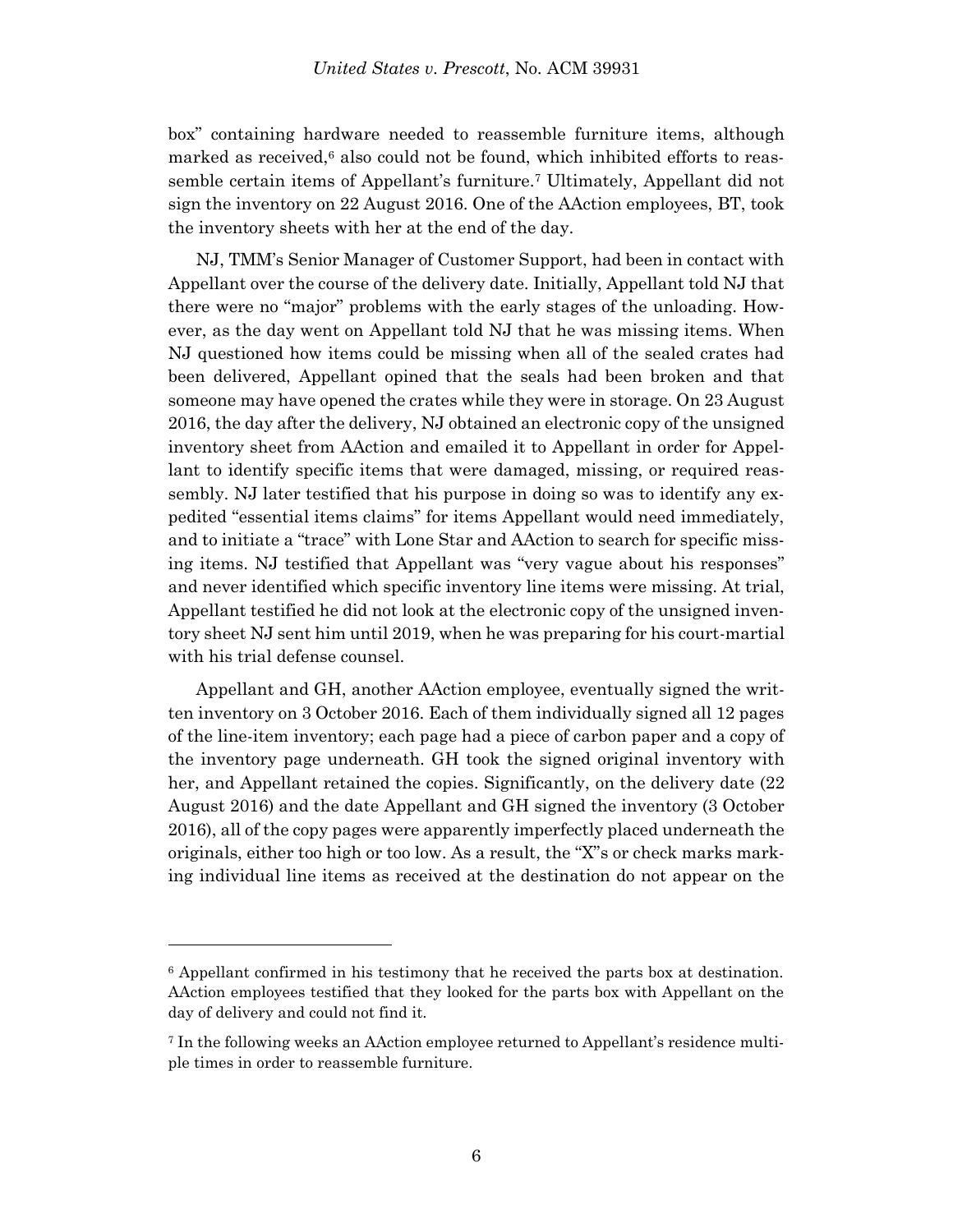box" containing hardware needed to reassemble furniture items, although marked as received,[6] also could not be found, which inhibited efforts to reassemble certain items of Appellant's furniture.[7] Ultimately, Appellant did not sign the inventory on 22 August 2016. One of the AAction employees, BT, took the inventory sheets with her at the end of the day.

NJ, TMM's Senior Manager of Customer Support, had been in contact with Appellant over the course of the delivery date. Initially, Appellant told NJ that there were no "major" problems with the early stages of the unloading. However, as the day went on Appellant told NJ that he was missing items. When NJ questioned how items could be missing when all of the sealed crates had been delivered, Appellant opined that the seals had been broken and that someone may have opened the crates while they were in storage. On 23 August 2016, the day after the delivery, NJ obtained an electronic copy of the unsigned inventory sheet from AAction and emailed it to Appellant in order for Appellant to identify specific items that were damaged, missing, or required reassembly. NJ later testified that his purpose in doing so was to identify any expedited "essential items claims" for items Appellant would need immediately, and to initiate a "trace" with Lone Star and AAction to search for specific missing items. NJ testified that Appellant was "very vague about his responses" and never identified which specific inventory line items were missing. At trial, Appellant testified he did not look at the electronic copy of the unsigned inventory sheet NJ sent him until 2019, when he was preparing for his court-martial with his trial defense counsel.

Appellant and GH, another AAction employee, eventually signed the written inventory on 3 October 2016. Each of them individually signed all 12 pages of the line-item inventory; each page had a piece of carbon paper and a copy of the inventory page underneath. GH took the signed original inventory with her, and Appellant retained the copies. Significantly, on the delivery date (22 August 2016) and the date Appellant and GH signed the inventory (3 October 2016), all of the copy pages were apparently imperfectly placed underneath the originals, either too high or too low. As a result, the "X"s or check marks marking individual line items as received at the destination do not appear on the

[6] Appellant confirmed in his testimony that he received the parts box at destination. AAction employees testified that they looked for the parts box with Appellant on the day of delivery and could not find it.

[7] In the following weeks an AAction employee returned to Appellant's residence multiple times in order to reassemble furniture.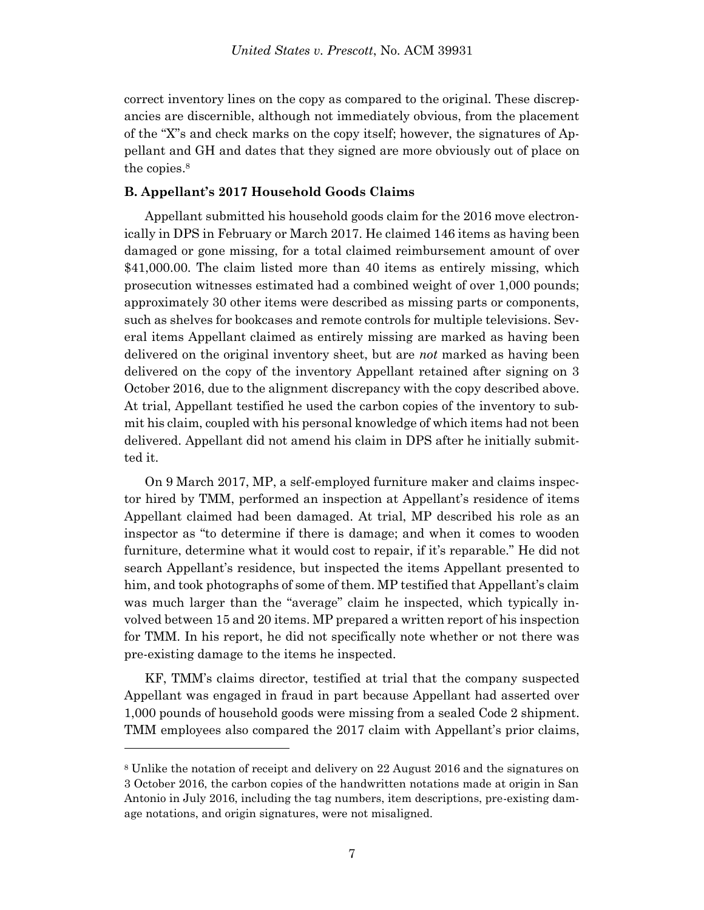correct inventory lines on the copy as compared to the original. These discrepancies are discernible, although not immediately obvious, from the placement of the "X"s and check marks on the copy itself; however, the signatures of Appellant and GH and dates that they signed are more obviously out of place on the copies.[8]

### B. Appellant's 2017 Household Goods Claims

Appellant submitted his household goods claim for the 2016 move electronically in DPS in February or March 2017. He claimed 146 items as having been damaged or gone missing, for a total claimed reimbursement amount of over \$41,000.00. The claim listed more than 40 items as entirely missing, which prosecution witnesses estimated had a combined weight of over 1,000 pounds; approximately 30 other items were described as missing parts or components, such as shelves for bookcases and remote controls for multiple televisions. Several items Appellant claimed as entirely missing are marked as having been delivered on the original inventory sheet, but are *not* marked as having been delivered on the copy of the inventory Appellant retained after signing on 3 October 2016, due to the alignment discrepancy with the copy described above. At trial, Appellant testified he used the carbon copies of the inventory to submit his claim, coupled with his personal knowledge of which items had not been delivered. Appellant did not amend his claim in DPS after he initially submitted it.

On 9 March 2017, MP, a self-employed furniture maker and claims inspector hired by TMM, performed an inspection at Appellant's residence of items Appellant claimed had been damaged. At trial, MP described his role as an inspector as "to determine if there is damage; and when it comes to wooden furniture, determine what it would cost to repair, if it's reparable." He did not search Appellant's residence, but inspected the items Appellant presented to him, and took photographs of some of them. MP testified that Appellant's claim was much larger than the "average" claim he inspected, which typically involved between 15 and 20 items. MP prepared a written report of his inspection for TMM. In his report, he did not specifically note whether or not there was pre-existing damage to the items he inspected.

KF, TMM's claims director, testified at trial that the company suspected Appellant was engaged in fraud in part because Appellant had asserted over 1,000 pounds of household goods were missing from a sealed Code 2 shipment. TMM employees also compared the 2017 claim with Appellant's prior claims,

---

[8] Unlike the notation of receipt and delivery on 22 August 2016 and the signatures on 3 October 2016, the carbon copies of the handwritten notations made at origin in San Antonio in July 2016, including the tag numbers, item descriptions, pre-existing damage notations, and origin signatures, were not misaligned.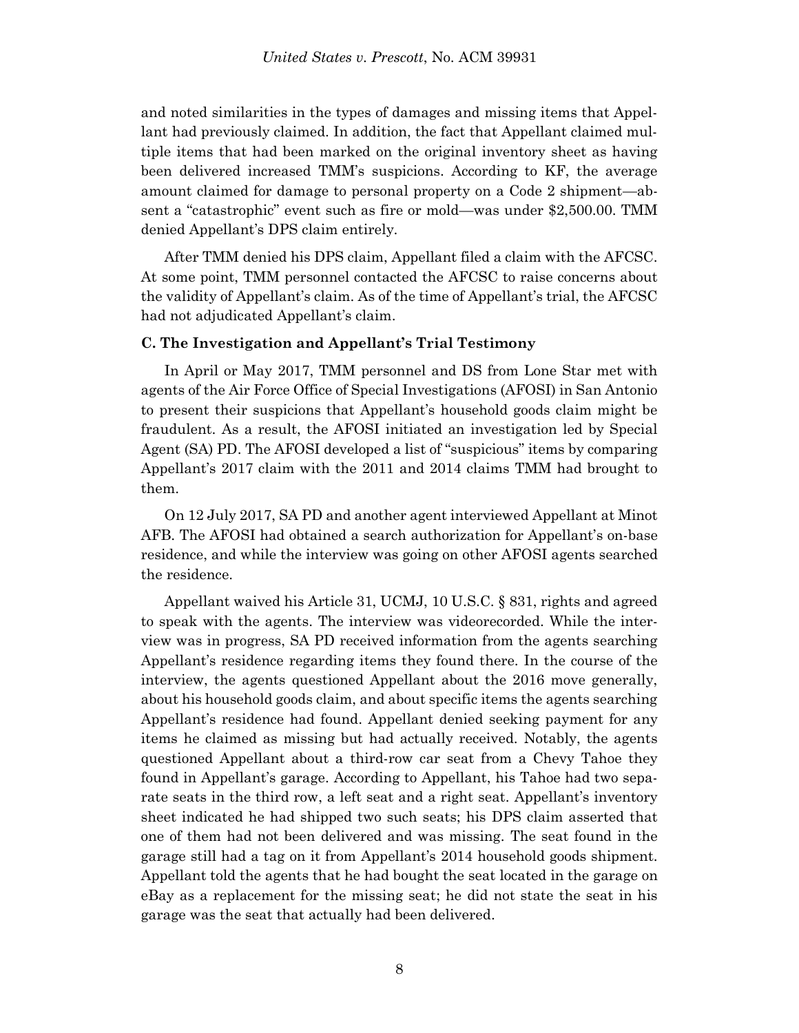and noted similarities in the types of damages and missing items that Appellant had previously claimed. In addition, the fact that Appellant claimed multiple items that had been marked on the original inventory sheet as having been delivered increased TMM's suspicions. According to KF, the average amount claimed for damage to personal property on a Code 2 shipment—absent a "catastrophic" event such as fire or mold—was under $2,500.00. TMM denied Appellant's DPS claim entirely.

After TMM denied his DPS claim, Appellant filed a claim with the AFCSC. At some point, TMM personnel contacted the AFCSC to raise concerns about the validity of Appellant's claim. As of the time of Appellant's trial, the AFCSC had not adjudicated Appellant's claim.

### C. The Investigation and Appellant's Trial Testimony

In April or May 2017, TMM personnel and DS from Lone Star met with agents of the Air Force Office of Special Investigations (AFOSI) in San Antonio to present their suspicions that Appellant's household goods claim might be fraudulent. As a result, the AFOSI initiated an investigation led by Special Agent (SA) PD. The AFOSI developed a list of "suspicious" items by comparing Appellant's 2017 claim with the 2011 and 2014 claims TMM had brought to them.

On 12 July 2017, SA PD and another agent interviewed Appellant at Minot AFB. The AFOSI had obtained a search authorization for Appellant's on-base residence, and while the interview was going on other AFOSI agents searched the residence.

Appellant waived his Article 31, UCMJ, 10 U.S.C. § 831, rights and agreed to speak with the agents. The interview was videorecorded. While the interview was in progress, SA PD received information from the agents searching Appellant's residence regarding items they found there. In the course of the interview, the agents questioned Appellant about the 2016 move generally, about his household goods claim, and about specific items the agents searching Appellant's residence had found. Appellant denied seeking payment for any items he claimed as missing but had actually received. Notably, the agents questioned Appellant about a third-row car seat from a Chevy Tahoe they found in Appellant's garage. According to Appellant, his Tahoe had two separate seats in the third row, a left seat and a right seat. Appellant's inventory sheet indicated he had shipped two such seats; his DPS claim asserted that one of them had not been delivered and was missing. The seat found in the garage still had a tag on it from Appellant's 2014 household goods shipment. Appellant told the agents that he had bought the seat located in the garage on eBay as a replacement for the missing seat; he did not state the seat in his garage was the seat that actually had been delivered.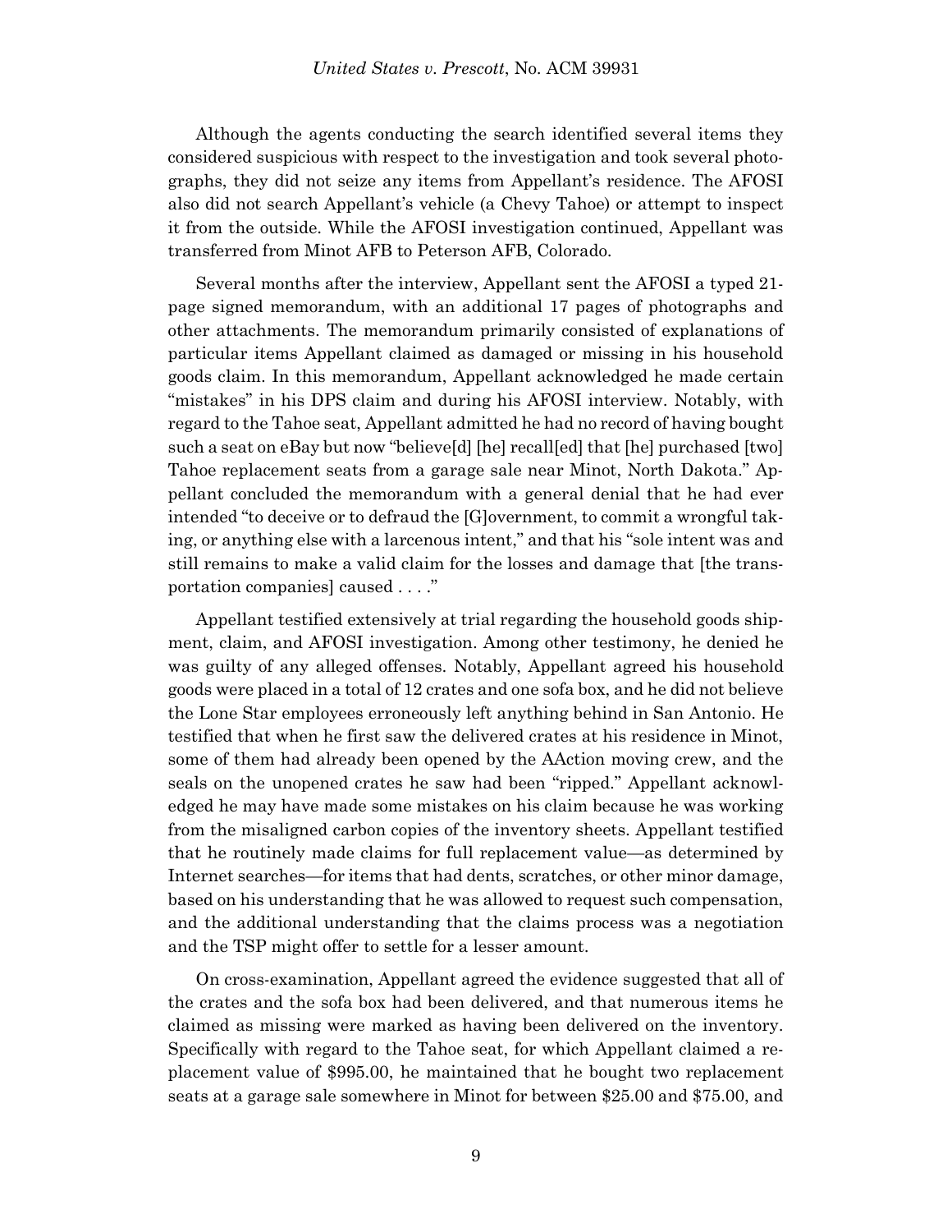Although the agents conducting the search identified several items they considered suspicious with respect to the investigation and took several photographs, they did not seize any items from Appellant's residence. The AFOSI also did not search Appellant's vehicle (a Chevy Tahoe) or attempt to inspect it from the outside. While the AFOSI investigation continued, Appellant was transferred from Minot AFB to Peterson AFB, Colorado.

Several months after the interview, Appellant sent the AFOSI a typed 21-page signed memorandum, with an additional 17 pages of photographs and other attachments. The memorandum primarily consisted of explanations of particular items Appellant claimed as damaged or missing in his household goods claim. In this memorandum, Appellant acknowledged he made certain "mistakes" in his DPS claim and during his AFOSI interview. Notably, with regard to the Tahoe seat, Appellant admitted he had no record of having bought such a seat on eBay but now "believe[d] [he] recall[ed] that [he] purchased [two] Tahoe replacement seats from a garage sale near Minot, North Dakota." Appellant concluded the memorandum with a general denial that he had ever intended "to deceive or to defraud the [G]overnment, to commit a wrongful taking, or anything else with a larcenous intent," and that his "sole intent was and still remains to make a valid claim for the losses and damage that [the transportation companies] caused . . . ."

Appellant testified extensively at trial regarding the household goods shipment, claim, and AFOSI investigation. Among other testimony, he denied he was guilty of any alleged offenses. Notably, Appellant agreed his household goods were placed in a total of 12 crates and one sofa box, and he did not believe the Lone Star employees erroneously left anything behind in San Antonio. He testified that when he first saw the delivered crates at his residence in Minot, some of them had already been opened by the AAction moving crew, and the seals on the unopened crates he saw had been "ripped." Appellant acknowledged he may have made some mistakes on his claim because he was working from the misaligned carbon copies of the inventory sheets. Appellant testified that he routinely made claims for full replacement value—as determined by Internet searches—for items that had dents, scratches, or other minor damage, based on his understanding that he was allowed to request such compensation, and the additional understanding that the claims process was a negotiation and the TSP might offer to settle for a lesser amount.

On cross-examination, Appellant agreed the evidence suggested that all of the crates and the sofa box had been delivered, and that numerous items he claimed as missing were marked as having been delivered on the inventory. Specifically with regard to the Tahoe seat, for which Appellant claimed a replacement value of $995.00, he maintained that he bought two replacement seats at a garage sale somewhere in Minot for between $25.00 and $75.00, and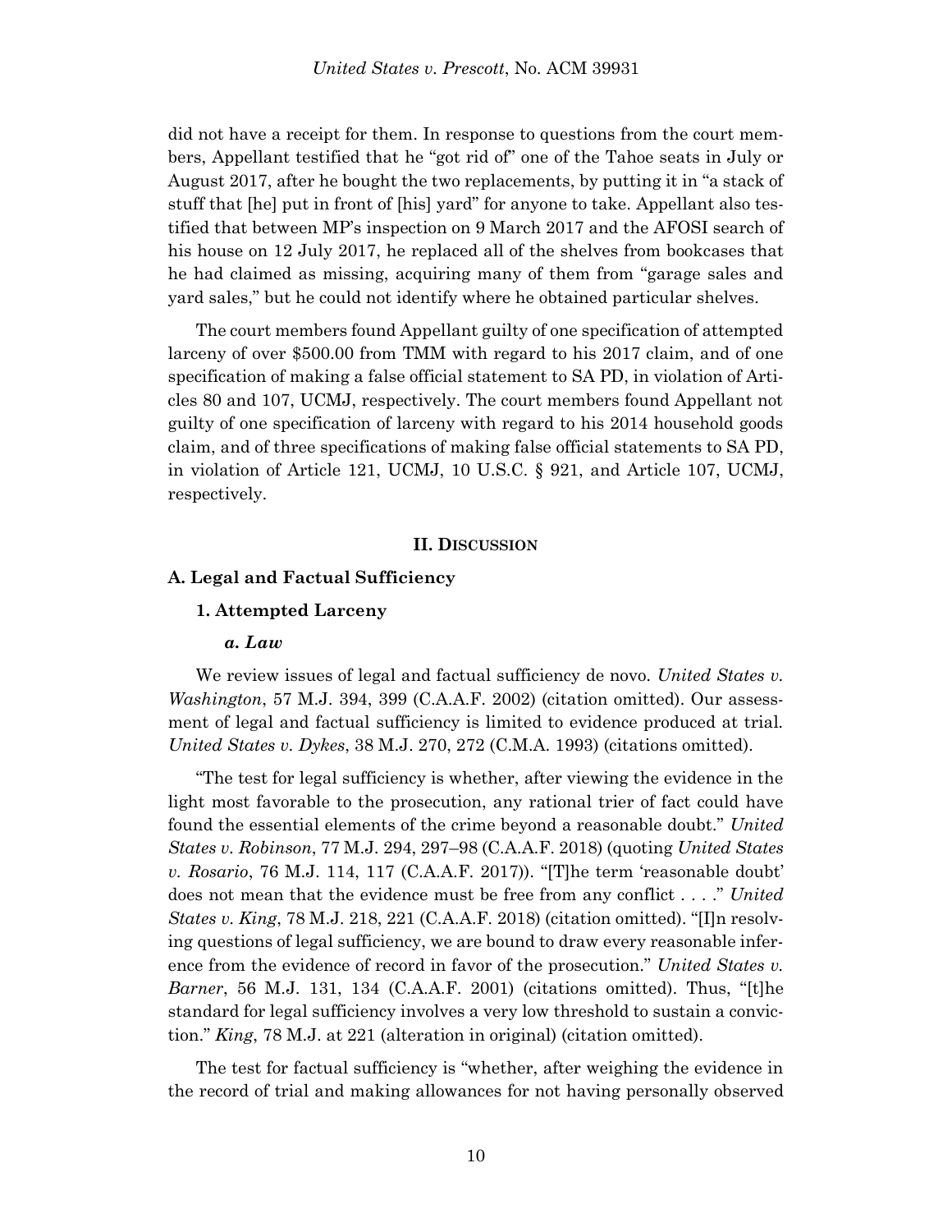did not have a receipt for them. In response to questions from the court members, Appellant testified that he "got rid of" one of the Tahoe seats in July or August 2017, after he bought the two replacements, by putting it in "a stack of stuff that [he] put in front of [his] yard" for anyone to take. Appellant also testified that between MP's inspection on 9 March 2017 and the AFOSI search of his house on 12 July 2017, he replaced all of the shelves from bookcases that he had claimed as missing, acquiring many of them from "garage sales and yard sales," but he could not identify where he obtained particular shelves.

The court members found Appellant guilty of one specification of attempted larceny of over $500.00 from TMM with regard to his 2017 claim, and of one specification of making a false official statement to SA PD, in violation of Articles 80 and 107, UCMJ, respectively. The court members found Appellant not guilty of one specification of larceny with regard to his 2014 household goods claim, and of three specifications of making false official statements to SA PD, in violation of Article 121, UCMJ, 10 U.S.C. § 921, and Article 107, UCMJ, respectively.

## II. DISCUSSION

### A. Legal and Factual Sufficiency

#### 1. Attempted Larceny

##### *a. Law*

We review issues of legal and factual sufficiency de novo. *United States v. Washington*, 57 M.J. 394, 399 (C.A.A.F. 2002) (citation omitted). Our assessment of legal and factual sufficiency is limited to evidence produced at trial. *United States v. Dykes*, 38 M.J. 270, 272 (C.M.A. 1993) (citations omitted).

"The test for legal sufficiency is whether, after viewing the evidence in the light most favorable to the prosecution, any rational trier of fact could have found the essential elements of the crime beyond a reasonable doubt." *United States v. Robinson*, 77 M.J. 294, 297–98 (C.A.A.F. 2018) (quoting *United States v. Rosario*, 76 M.J. 114, 117 (C.A.A.F. 2017)). "[T]he term 'reasonable doubt' does not mean that the evidence must be free from any conflict . . . ." *United States v. King*, 78 M.J. 218, 221 (C.A.A.F. 2018) (citation omitted). "[I]n resolving questions of legal sufficiency, we are bound to draw every reasonable inference from the evidence of record in favor of the prosecution." *United States v. Barner*, 56 M.J. 131, 134 (C.A.A.F. 2001) (citations omitted). Thus, "[t]he standard for legal sufficiency involves a very low threshold to sustain a conviction." *King*, 78 M.J. at 221 (alteration in original) (citation omitted).

The test for factual sufficiency is "whether, after weighing the evidence in the record of trial and making allowances for not having personally observed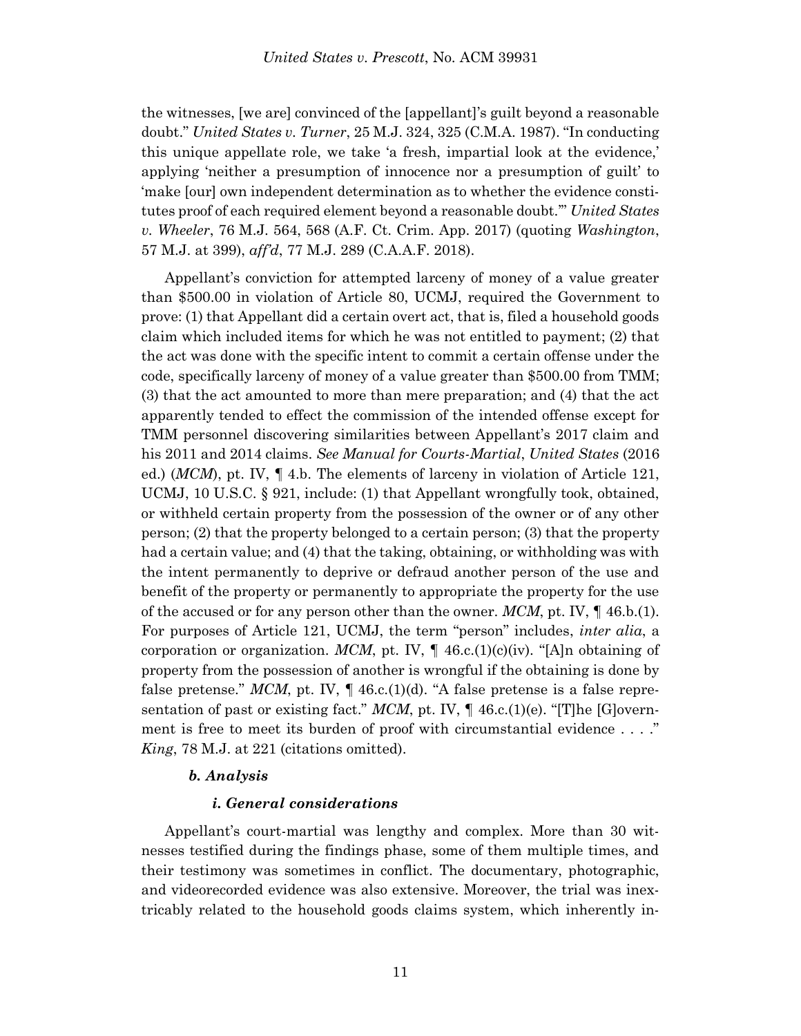the witnesses, [we are] convinced of the [appellant]'s guilt beyond a reasonable doubt." *United States v. Turner*, 25 M.J. 324, 325 (C.M.A. 1987). "In conducting this unique appellate role, we take 'a fresh, impartial look at the evidence,' applying 'neither a presumption of innocence nor a presumption of guilt' to 'make [our] own independent determination as to whether the evidence constitutes proof of each required element beyond a reasonable doubt.'" *United States v. Wheeler*, 76 M.J. 564, 568 (A.F. Ct. Crim. App. 2017) (quoting *Washington*, 57 M.J. at 399), *aff'd*, 77 M.J. 289 (C.A.A.F. 2018).

Appellant's conviction for attempted larceny of money of a value greater than $500.00 in violation of Article 80, UCMJ, required the Government to prove: (1) that Appellant did a certain overt act, that is, filed a household goods claim which included items for which he was not entitled to payment; (2) that the act was done with the specific intent to commit a certain offense under the code, specifically larceny of money of a value greater than $500.00 from TMM; (3) that the act amounted to more than mere preparation; and (4) that the act apparently tended to effect the commission of the intended offense except for TMM personnel discovering similarities between Appellant's 2017 claim and his 2011 and 2014 claims. *See Manual for Courts-Martial*, *United States* (2016 ed.) (*MCM*), pt. IV, ¶ 4.b. The elements of larceny in violation of Article 121, UCMJ, 10 U.S.C. § 921, include: (1) that Appellant wrongfully took, obtained, or withheld certain property from the possession of the owner or of any other person; (2) that the property belonged to a certain person; (3) that the property had a certain value; and (4) that the taking, obtaining, or withholding was with the intent permanently to deprive or defraud another person of the use and benefit of the property or permanently to appropriate the property for the use of the accused or for any person other than the owner. *MCM*, pt. IV, ¶ 46.b.(1). For purposes of Article 121, UCMJ, the term "person" includes, *inter alia*, a corporation or organization. *MCM*, pt. IV, ¶ 46.c.(1)(c)(iv). "[A]n obtaining of property from the possession of another is wrongful if the obtaining is done by false pretense." *MCM*, pt. IV, ¶ 46.c.(1)(d). "A false pretense is a false representation of past or existing fact." *MCM*, pt. IV, ¶ 46.c.(1)(e). "[T]he [G]overnment is free to meet its burden of proof with circumstantial evidence . . . ." *King*, 78 M.J. at 221 (citations omitted).

### *b. Analysis*

#### *i. General considerations*

Appellant's court-martial was lengthy and complex. More than 30 witnesses testified during the findings phase, some of them multiple times, and their testimony was sometimes in conflict. The documentary, photographic, and videorecorded evidence was also extensive. Moreover, the trial was inextricably related to the household goods claims system, which inherently in-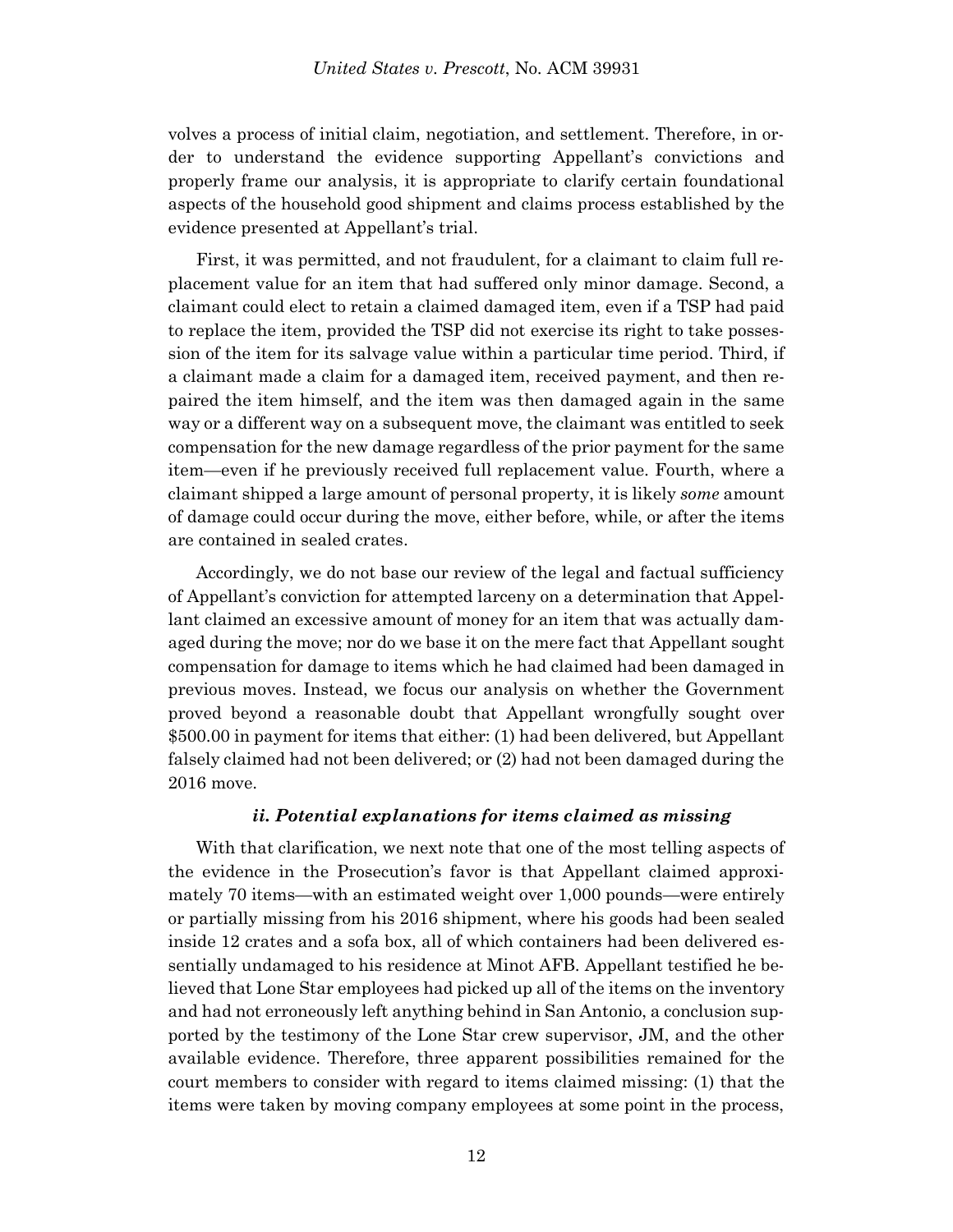volves a process of initial claim, negotiation, and settlement. Therefore, in order to understand the evidence supporting Appellant's convictions and properly frame our analysis, it is appropriate to clarify certain foundational aspects of the household good shipment and claims process established by the evidence presented at Appellant's trial.

First, it was permitted, and not fraudulent, for a claimant to claim full replacement value for an item that had suffered only minor damage. Second, a claimant could elect to retain a claimed damaged item, even if a TSP had paid to replace the item, provided the TSP did not exercise its right to take possession of the item for its salvage value within a particular time period. Third, if a claimant made a claim for a damaged item, received payment, and then repaired the item himself, and the item was then damaged again in the same way or a different way on a subsequent move, the claimant was entitled to seek compensation for the new damage regardless of the prior payment for the same item—even if he previously received full replacement value. Fourth, where a claimant shipped a large amount of personal property, it is likely *some* amount of damage could occur during the move, either before, while, or after the items are contained in sealed crates.

Accordingly, we do not base our review of the legal and factual sufficiency of Appellant's conviction for attempted larceny on a determination that Appellant claimed an excessive amount of money for an item that was actually damaged during the move; nor do we base it on the mere fact that Appellant sought compensation for damage to items which he had claimed had been damaged in previous moves. Instead, we focus our analysis on whether the Government proved beyond a reasonable doubt that Appellant wrongfully sought over $500.00 in payment for items that either: (1) had been delivered, but Appellant falsely claimed had not been delivered; or (2) had not been damaged during the 2016 move.

#### *ii. Potential explanations for items claimed as missing*

With that clarification, we next note that one of the most telling aspects of the evidence in the Prosecution's favor is that Appellant claimed approximately 70 items—with an estimated weight over 1,000 pounds—were entirely or partially missing from his 2016 shipment, where his goods had been sealed inside 12 crates and a sofa box, all of which containers had been delivered essentially undamaged to his residence at Minot AFB. Appellant testified he believed that Lone Star employees had picked up all of the items on the inventory and had not erroneously left anything behind in San Antonio, a conclusion supported by the testimony of the Lone Star crew supervisor, JM, and the other available evidence. Therefore, three apparent possibilities remained for the court members to consider with regard to items claimed missing: (1) that the items were taken by moving company employees at some point in the process,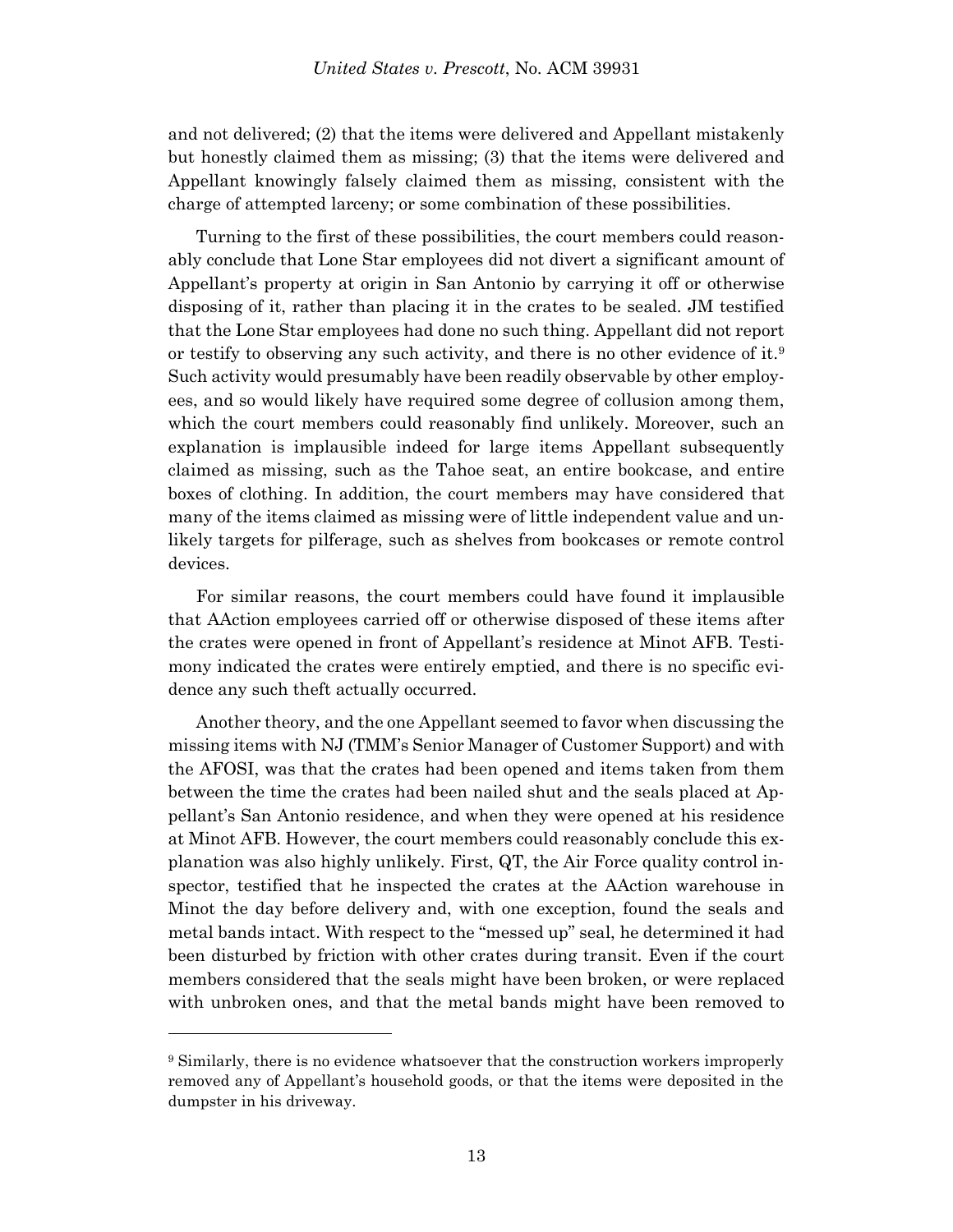and not delivered; (2) that the items were delivered and Appellant mistakenly but honestly claimed them as missing; (3) that the items were delivered and Appellant knowingly falsely claimed them as missing, consistent with the charge of attempted larceny; or some combination of these possibilities.

Turning to the first of these possibilities, the court members could reasonably conclude that Lone Star employees did not divert a significant amount of Appellant's property at origin in San Antonio by carrying it off or otherwise disposing of it, rather than placing it in the crates to be sealed. JM testified that the Lone Star employees had done no such thing. Appellant did not report or testify to observing any such activity, and there is no other evidence of it.[9] Such activity would presumably have been readily observable by other employees, and so would likely have required some degree of collusion among them, which the court members could reasonably find unlikely. Moreover, such an explanation is implausible indeed for large items Appellant subsequently claimed as missing, such as the Tahoe seat, an entire bookcase, and entire boxes of clothing. In addition, the court members may have considered that many of the items claimed as missing were of little independent value and unlikely targets for pilferage, such as shelves from bookcases or remote control devices.

For similar reasons, the court members could have found it implausible that AAction employees carried off or otherwise disposed of these items after the crates were opened in front of Appellant's residence at Minot AFB. Testimony indicated the crates were entirely emptied, and there is no specific evidence any such theft actually occurred.

Another theory, and the one Appellant seemed to favor when discussing the missing items with NJ (TMM's Senior Manager of Customer Support) and with the AFOSI, was that the crates had been opened and items taken from them between the time the crates had been nailed shut and the seals placed at Appellant's San Antonio residence, and when they were opened at his residence at Minot AFB. However, the court members could reasonably conclude this explanation was also highly unlikely. First, QT, the Air Force quality control inspector, testified that he inspected the crates at the AAction warehouse in Minot the day before delivery and, with one exception, found the seals and metal bands intact. With respect to the "messed up" seal, he determined it had been disturbed by friction with other crates during transit. Even if the court members considered that the seals might have been broken, or were replaced with unbroken ones, and that the metal bands might have been removed to

[9] Similarly, there is no evidence whatsoever that the construction workers improperly removed any of Appellant's household goods, or that the items were deposited in the dumpster in his driveway.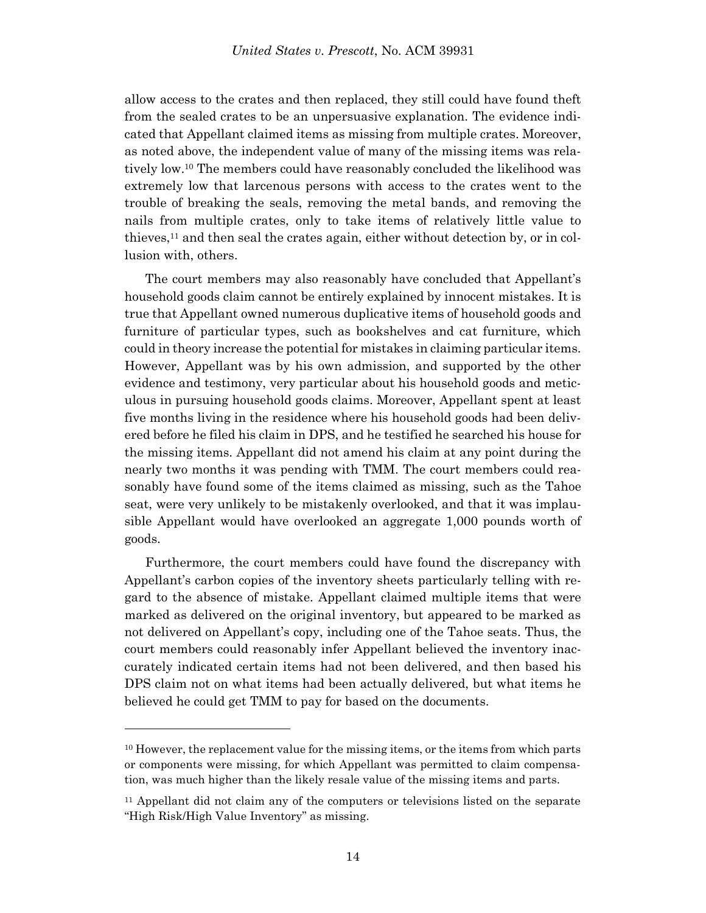allow access to the crates and then replaced, they still could have found theft from the sealed crates to be an unpersuasive explanation. The evidence indicated that Appellant claimed items as missing from multiple crates. Moreover, as noted above, the independent value of many of the missing items was relatively low.[10] The members could have reasonably concluded the likelihood was extremely low that larcenous persons with access to the crates went to the trouble of breaking the seals, removing the metal bands, and removing the nails from multiple crates, only to take items of relatively little value to thieves,[11] and then seal the crates again, either without detection by, or in collusion with, others.

The court members may also reasonably have concluded that Appellant's household goods claim cannot be entirely explained by innocent mistakes. It is true that Appellant owned numerous duplicative items of household goods and furniture of particular types, such as bookshelves and cat furniture, which could in theory increase the potential for mistakes in claiming particular items. However, Appellant was by his own admission, and supported by the other evidence and testimony, very particular about his household goods and meticulous in pursuing household goods claims. Moreover, Appellant spent at least five months living in the residence where his household goods had been delivered before he filed his claim in DPS, and he testified he searched his house for the missing items. Appellant did not amend his claim at any point during the nearly two months it was pending with TMM. The court members could reasonably have found some of the items claimed as missing, such as the Tahoe seat, were very unlikely to be mistakenly overlooked, and that it was implausible Appellant would have overlooked an aggregate 1,000 pounds worth of goods.

Furthermore, the court members could have found the discrepancy with Appellant's carbon copies of the inventory sheets particularly telling with regard to the absence of mistake. Appellant claimed multiple items that were marked as delivered on the original inventory, but appeared to be marked as not delivered on Appellant's copy, including one of the Tahoe seats. Thus, the court members could reasonably infer Appellant believed the inventory inaccurately indicated certain items had not been delivered, and then based his DPS claim not on what items had been actually delivered, but what items he believed he could get TMM to pay for based on the documents.

---

[10] However, the replacement value for the missing items, or the items from which parts or components were missing, for which Appellant was permitted to claim compensation, was much higher than the likely resale value of the missing items and parts.

[11] Appellant did not claim any of the computers or televisions listed on the separate "High Risk/High Value Inventory" as missing.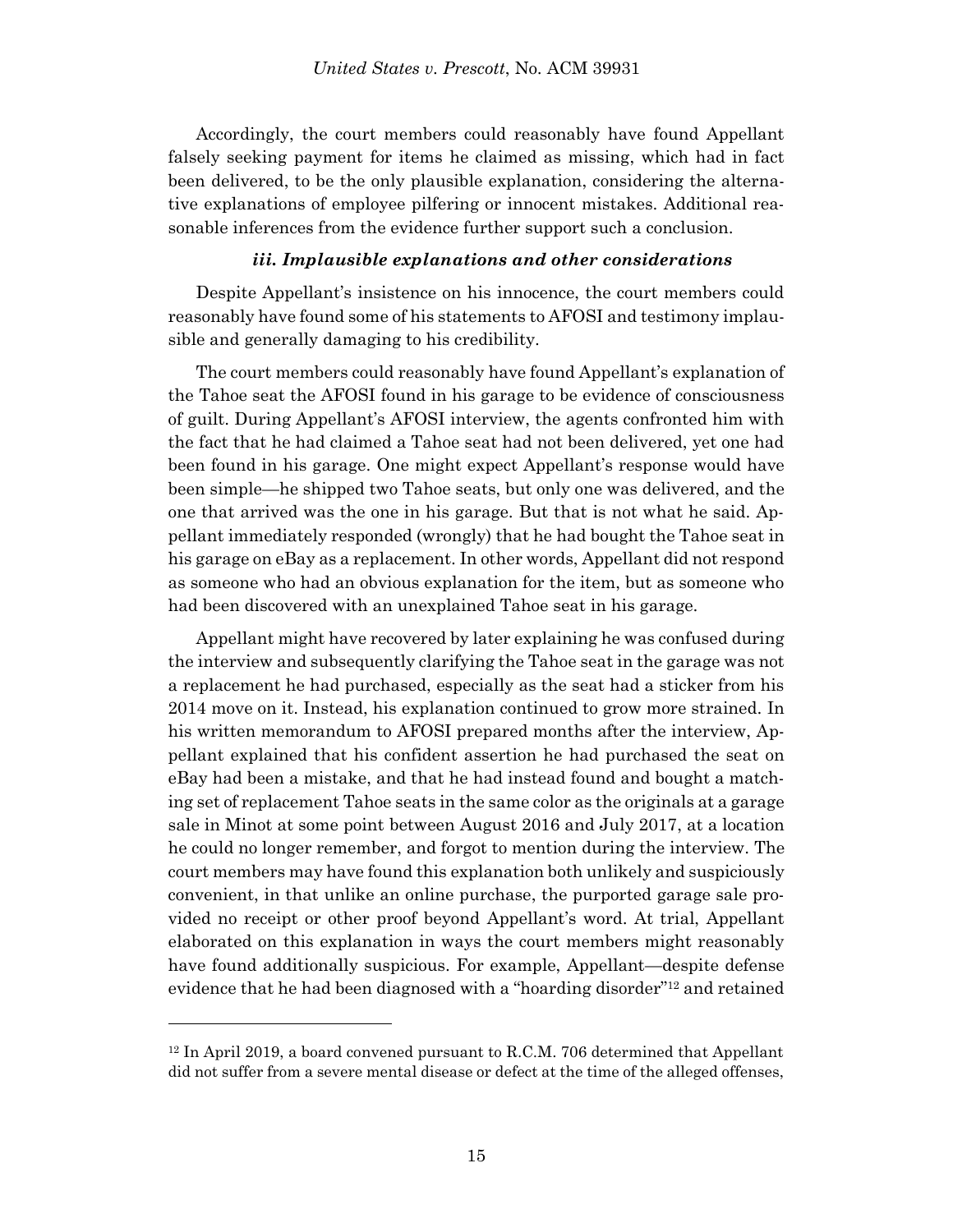Accordingly, the court members could reasonably have found Appellant falsely seeking payment for items he claimed as missing, which had in fact been delivered, to be the only plausible explanation, considering the alternative explanations of employee pilfering or innocent mistakes. Additional reasonable inferences from the evidence further support such a conclusion.

#### *iii. Implausible explanations and other considerations*

Despite Appellant's insistence on his innocence, the court members could reasonably have found some of his statements to AFOSI and testimony implausible and generally damaging to his credibility.

The court members could reasonably have found Appellant's explanation of the Tahoe seat the AFOSI found in his garage to be evidence of consciousness of guilt. During Appellant's AFOSI interview, the agents confronted him with the fact that he had claimed a Tahoe seat had not been delivered, yet one had been found in his garage. One might expect Appellant's response would have been simple—he shipped two Tahoe seats, but only one was delivered, and the one that arrived was the one in his garage. But that is not what he said. Appellant immediately responded (wrongly) that he had bought the Tahoe seat in his garage on eBay as a replacement. In other words, Appellant did not respond as someone who had an obvious explanation for the item, but as someone who had been discovered with an unexplained Tahoe seat in his garage.

Appellant might have recovered by later explaining he was confused during the interview and subsequently clarifying the Tahoe seat in the garage was not a replacement he had purchased, especially as the seat had a sticker from his 2014 move on it. Instead, his explanation continued to grow more strained. In his written memorandum to AFOSI prepared months after the interview, Appellant explained that his confident assertion he had purchased the seat on eBay had been a mistake, and that he had instead found and bought a matching set of replacement Tahoe seats in the same color as the originals at a garage sale in Minot at some point between August 2016 and July 2017, at a location he could no longer remember, and forgot to mention during the interview. The court members may have found this explanation both unlikely and suspiciously convenient, in that unlike an online purchase, the purported garage sale provided no receipt or other proof beyond Appellant's word. At trial, Appellant elaborated on this explanation in ways the court members might reasonably have found additionally suspicious. For example, Appellant—despite defense evidence that he had been diagnosed with a "hoarding disorder"[12] and retained

---

[12] In April 2019, a board convened pursuant to R.C.M. 706 determined that Appellant did not suffer from a severe mental disease or defect at the time of the alleged offenses,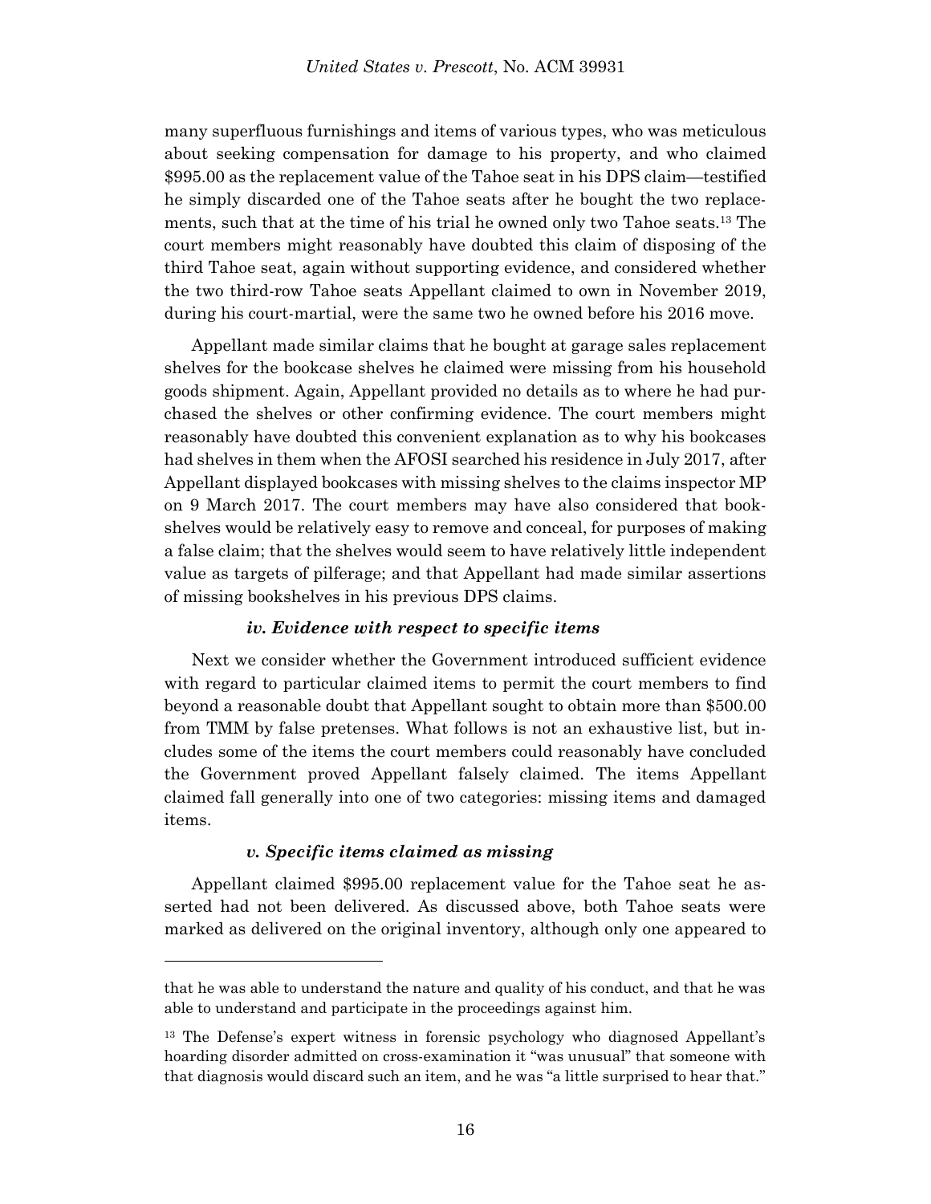many superfluous furnishings and items of various types, who was meticulous about seeking compensation for damage to his property, and who claimed $995.00 as the replacement value of the Tahoe seat in his DPS claim—testified he simply discarded one of the Tahoe seats after he bought the two replacements, such that at the time of his trial he owned only two Tahoe seats.[13] The court members might reasonably have doubted this claim of disposing of the third Tahoe seat, again without supporting evidence, and considered whether the two third-row Tahoe seats Appellant claimed to own in November 2019, during his court-martial, were the same two he owned before his 2016 move.

Appellant made similar claims that he bought at garage sales replacement shelves for the bookcase shelves he claimed were missing from his household goods shipment. Again, Appellant provided no details as to where he had purchased the shelves or other confirming evidence. The court members might reasonably have doubted this convenient explanation as to why his bookcases had shelves in them when the AFOSI searched his residence in July 2017, after Appellant displayed bookcases with missing shelves to the claims inspector MP on 9 March 2017. The court members may have also considered that bookshelves would be relatively easy to remove and conceal, for purposes of making a false claim; that the shelves would seem to have relatively little independent value as targets of pilferage; and that Appellant had made similar assertions of missing bookshelves in his previous DPS claims.

#### *iv. Evidence with respect to specific items*

Next we consider whether the Government introduced sufficient evidence with regard to particular claimed items to permit the court members to find beyond a reasonable doubt that Appellant sought to obtain more than $500.00 from TMM by false pretenses. What follows is not an exhaustive list, but includes some of the items the court members could reasonably have concluded the Government proved Appellant falsely claimed. The items Appellant claimed fall generally into one of two categories: missing items and damaged items.

#### *v. Specific items claimed as missing*

Appellant claimed $995.00 replacement value for the Tahoe seat he asserted had not been delivered. As discussed above, both Tahoe seats were marked as delivered on the original inventory, although only one appeared to

---

that he was able to understand the nature and quality of his conduct, and that he was able to understand and participate in the proceedings against him.

[13] The Defense's expert witness in forensic psychology who diagnosed Appellant's hoarding disorder admitted on cross-examination it "was unusual" that someone with that diagnosis would discard such an item, and he was "a little surprised to hear that."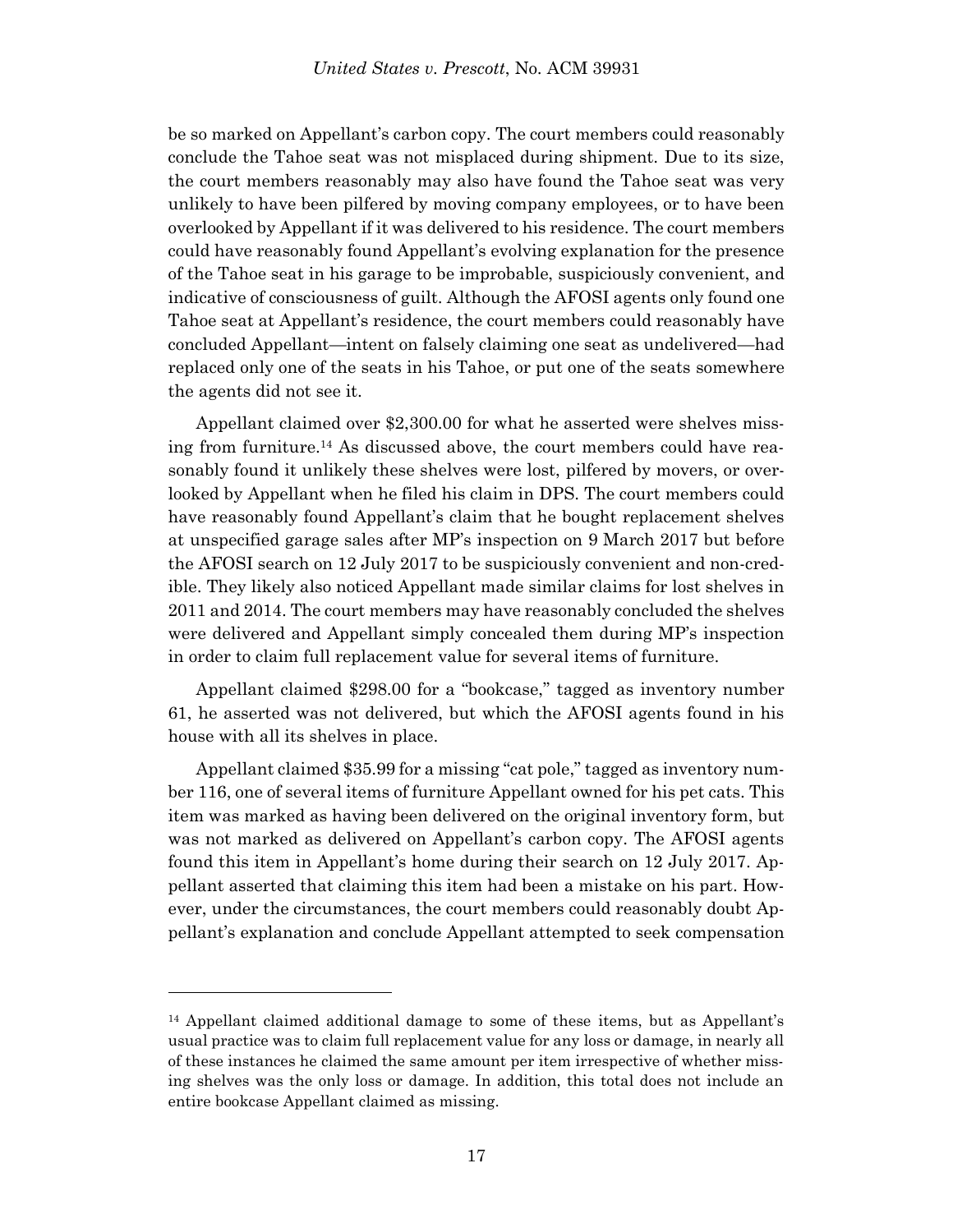be so marked on Appellant's carbon copy. The court members could reasonably conclude the Tahoe seat was not misplaced during shipment. Due to its size, the court members reasonably may also have found the Tahoe seat was very unlikely to have been pilfered by moving company employees, or to have been overlooked by Appellant if it was delivered to his residence. The court members could have reasonably found Appellant's evolving explanation for the presence of the Tahoe seat in his garage to be improbable, suspiciously convenient, and indicative of consciousness of guilt. Although the AFOSI agents only found one Tahoe seat at Appellant's residence, the court members could reasonably have concluded Appellant—intent on falsely claiming one seat as undelivered—had replaced only one of the seats in his Tahoe, or put one of the seats somewhere the agents did not see it.

Appellant claimed over $2,300.00 for what he asserted were shelves missing from furniture.[14] As discussed above, the court members could have reasonably found it unlikely these shelves were lost, pilfered by movers, or overlooked by Appellant when he filed his claim in DPS. The court members could have reasonably found Appellant's claim that he bought replacement shelves at unspecified garage sales after MP's inspection on 9 March 2017 but before the AFOSI search on 12 July 2017 to be suspiciously convenient and non-credible. They likely also noticed Appellant made similar claims for lost shelves in 2011 and 2014. The court members may have reasonably concluded the shelves were delivered and Appellant simply concealed them during MP's inspection in order to claim full replacement value for several items of furniture.

Appellant claimed $298.00 for a "bookcase," tagged as inventory number 61, he asserted was not delivered, but which the AFOSI agents found in his house with all its shelves in place.

Appellant claimed $35.99 for a missing "cat pole," tagged as inventory number 116, one of several items of furniture Appellant owned for his pet cats. This item was marked as having been delivered on the original inventory form, but was not marked as delivered on Appellant's carbon copy. The AFOSI agents found this item in Appellant's home during their search on 12 July 2017. Appellant asserted that claiming this item had been a mistake on his part. However, under the circumstances, the court members could reasonably doubt Appellant's explanation and conclude Appellant attempted to seek compensation

---

[14] Appellant claimed additional damage to some of these items, but as Appellant's usual practice was to claim full replacement value for any loss or damage, in nearly all of these instances he claimed the same amount per item irrespective of whether missing shelves was the only loss or damage. In addition, this total does not include an entire bookcase Appellant claimed as missing.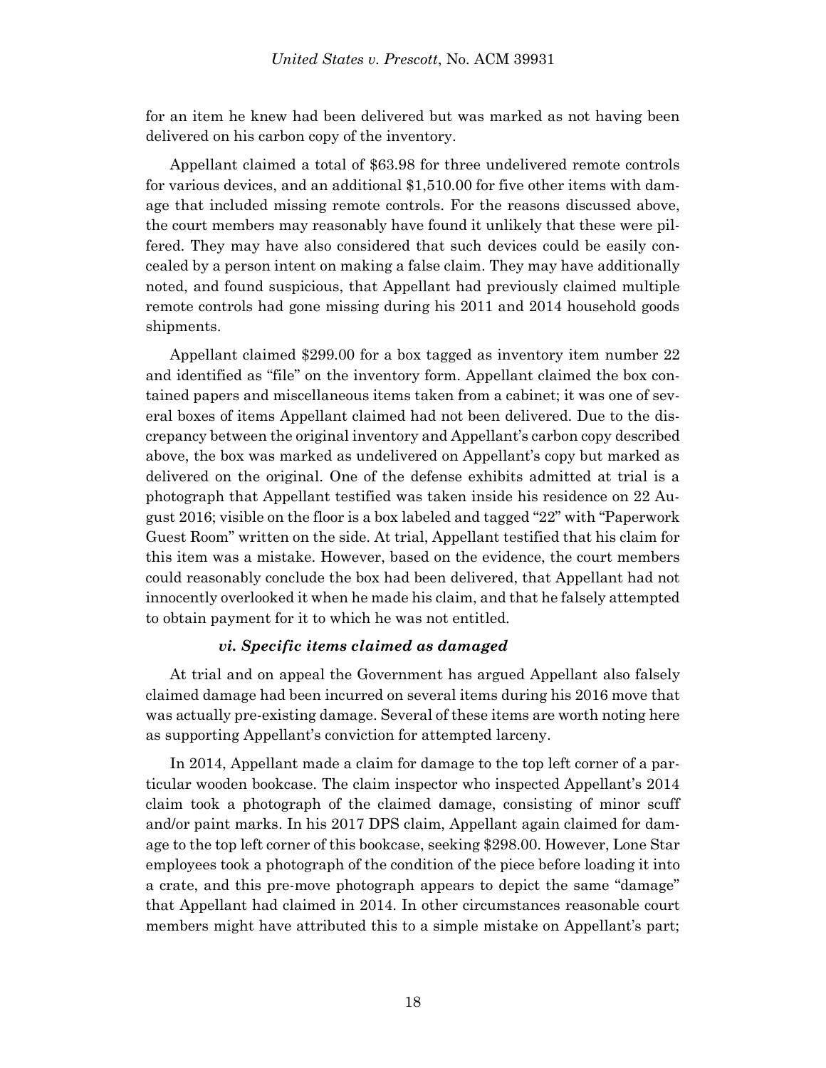for an item he knew had been delivered but was marked as not having been delivered on his carbon copy of the inventory.

Appellant claimed a total of $63.98 for three undelivered remote controls for various devices, and an additional $1,510.00 for five other items with damage that included missing remote controls. For the reasons discussed above, the court members may reasonably have found it unlikely that these were pilfered. They may have also considered that such devices could be easily concealed by a person intent on making a false claim. They may have additionally noted, and found suspicious, that Appellant had previously claimed multiple remote controls had gone missing during his 2011 and 2014 household goods shipments.

Appellant claimed $299.00 for a box tagged as inventory item number 22 and identified as "file" on the inventory form. Appellant claimed the box contained papers and miscellaneous items taken from a cabinet; it was one of several boxes of items Appellant claimed had not been delivered. Due to the discrepancy between the original inventory and Appellant's carbon copy described above, the box was marked as undelivered on Appellant's copy but marked as delivered on the original. One of the defense exhibits admitted at trial is a photograph that Appellant testified was taken inside his residence on 22 August 2016; visible on the floor is a box labeled and tagged "22" with "Paperwork Guest Room" written on the side. At trial, Appellant testified that his claim for this item was a mistake. However, based on the evidence, the court members could reasonably conclude the box had been delivered, that Appellant had not innocently overlooked it when he made his claim, and that he falsely attempted to obtain payment for it to which he was not entitled.

#### *vi. Specific items claimed as damaged*

At trial and on appeal the Government has argued Appellant also falsely claimed damage had been incurred on several items during his 2016 move that was actually pre-existing damage. Several of these items are worth noting here as supporting Appellant's conviction for attempted larceny.

In 2014, Appellant made a claim for damage to the top left corner of a particular wooden bookcase. The claim inspector who inspected Appellant's 2014 claim took a photograph of the claimed damage, consisting of minor scuff and/or paint marks. In his 2017 DPS claim, Appellant again claimed for damage to the top left corner of this bookcase, seeking $298.00. However, Lone Star employees took a photograph of the condition of the piece before loading it into a crate, and this pre-move photograph appears to depict the same "damage" that Appellant had claimed in 2014. In other circumstances reasonable court members might have attributed this to a simple mistake on Appellant's part;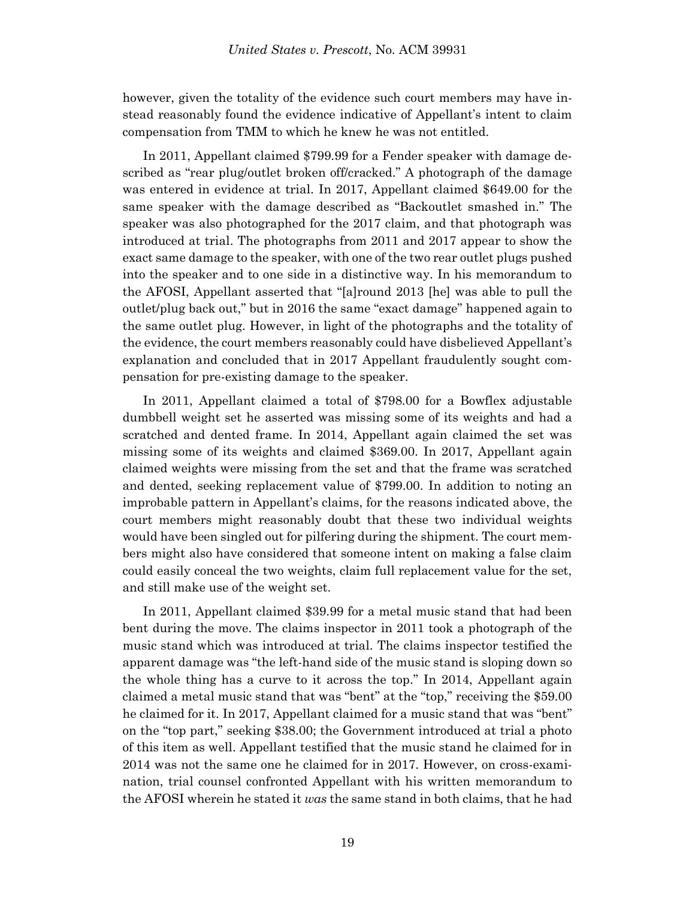however, given the totality of the evidence such court members may have instead reasonably found the evidence indicative of Appellant's intent to claim compensation from TMM to which he knew he was not entitled.

In 2011, Appellant claimed $799.99 for a Fender speaker with damage described as "rear plug/outlet broken off/cracked." A photograph of the damage was entered in evidence at trial. In 2017, Appellant claimed $649.00 for the same speaker with the damage described as "Backoutlet smashed in." The speaker was also photographed for the 2017 claim, and that photograph was introduced at trial. The photographs from 2011 and 2017 appear to show the exact same damage to the speaker, with one of the two rear outlet plugs pushed into the speaker and to one side in a distinctive way. In his memorandum to the AFOSI, Appellant asserted that "[a]round 2013 [he] was able to pull the outlet/plug back out," but in 2016 the same "exact damage" happened again to the same outlet plug. However, in light of the photographs and the totality of the evidence, the court members reasonably could have disbelieved Appellant's explanation and concluded that in 2017 Appellant fraudulently sought compensation for pre-existing damage to the speaker.

In 2011, Appellant claimed a total of $798.00 for a Bowflex adjustable dumbbell weight set he asserted was missing some of its weights and had a scratched and dented frame. In 2014, Appellant again claimed the set was missing some of its weights and claimed $369.00. In 2017, Appellant again claimed weights were missing from the set and that the frame was scratched and dented, seeking replacement value of $799.00. In addition to noting an improbable pattern in Appellant's claims, for the reasons indicated above, the court members might reasonably doubt that these two individual weights would have been singled out for pilfering during the shipment. The court members might also have considered that someone intent on making a false claim could easily conceal the two weights, claim full replacement value for the set, and still make use of the weight set.

In 2011, Appellant claimed $39.99 for a metal music stand that had been bent during the move. The claims inspector in 2011 took a photograph of the music stand which was introduced at trial. The claims inspector testified the apparent damage was "the left-hand side of the music stand is sloping down so the whole thing has a curve to it across the top." In 2014, Appellant again claimed a metal music stand that was "bent" at the "top," receiving the $59.00 he claimed for it. In 2017, Appellant claimed for a music stand that was "bent" on the "top part," seeking $38.00; the Government introduced at trial a photo of this item as well. Appellant testified that the music stand he claimed for in 2014 was not the same one he claimed for in 2017. However, on cross-examination, trial counsel confronted Appellant with his written memorandum to the AFOSI wherein he stated it *was* the same stand in both claims, that he had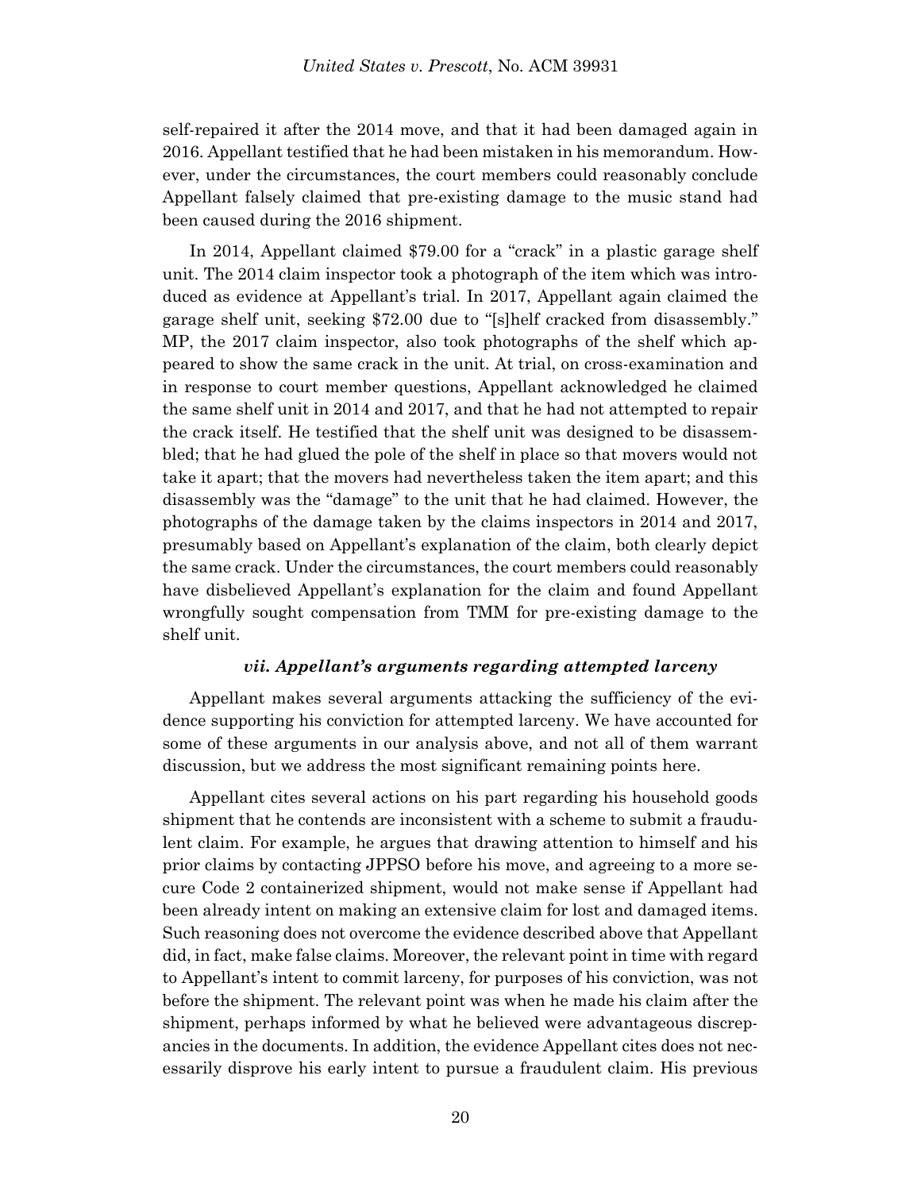self-repaired it after the 2014 move, and that it had been damaged again in 2016. Appellant testified that he had been mistaken in his memorandum. However, under the circumstances, the court members could reasonably conclude Appellant falsely claimed that pre-existing damage to the music stand had been caused during the 2016 shipment.

In 2014, Appellant claimed $79.00 for a "crack" in a plastic garage shelf unit. The 2014 claim inspector took a photograph of the item which was introduced as evidence at Appellant's trial. In 2017, Appellant again claimed the garage shelf unit, seeking $72.00 due to "[s]helf cracked from disassembly." MP, the 2017 claim inspector, also took photographs of the shelf which appeared to show the same crack in the unit. At trial, on cross-examination and in response to court member questions, Appellant acknowledged he claimed the same shelf unit in 2014 and 2017, and that he had not attempted to repair the crack itself. He testified that the shelf unit was designed to be disassembled; that he had glued the pole of the shelf in place so that movers would not take it apart; that the movers had nevertheless taken the item apart; and this disassembly was the "damage" to the unit that he had claimed. However, the photographs of the damage taken by the claims inspectors in 2014 and 2017, presumably based on Appellant's explanation of the claim, both clearly depict the same crack. Under the circumstances, the court members could reasonably have disbelieved Appellant's explanation for the claim and found Appellant wrongfully sought compensation from TMM for pre-existing damage to the shelf unit.

#### *vii. Appellant's arguments regarding attempted larceny*

Appellant makes several arguments attacking the sufficiency of the evidence supporting his conviction for attempted larceny. We have accounted for some of these arguments in our analysis above, and not all of them warrant discussion, but we address the most significant remaining points here.

Appellant cites several actions on his part regarding his household goods shipment that he contends are inconsistent with a scheme to submit a fraudulent claim. For example, he argues that drawing attention to himself and his prior claims by contacting JPPSO before his move, and agreeing to a more secure Code 2 containerized shipment, would not make sense if Appellant had been already intent on making an extensive claim for lost and damaged items. Such reasoning does not overcome the evidence described above that Appellant did, in fact, make false claims. Moreover, the relevant point in time with regard to Appellant's intent to commit larceny, for purposes of his conviction, was not before the shipment. The relevant point was when he made his claim after the shipment, perhaps informed by what he believed were advantageous discrepancies in the documents. In addition, the evidence Appellant cites does not necessarily disprove his early intent to pursue a fraudulent claim. His previous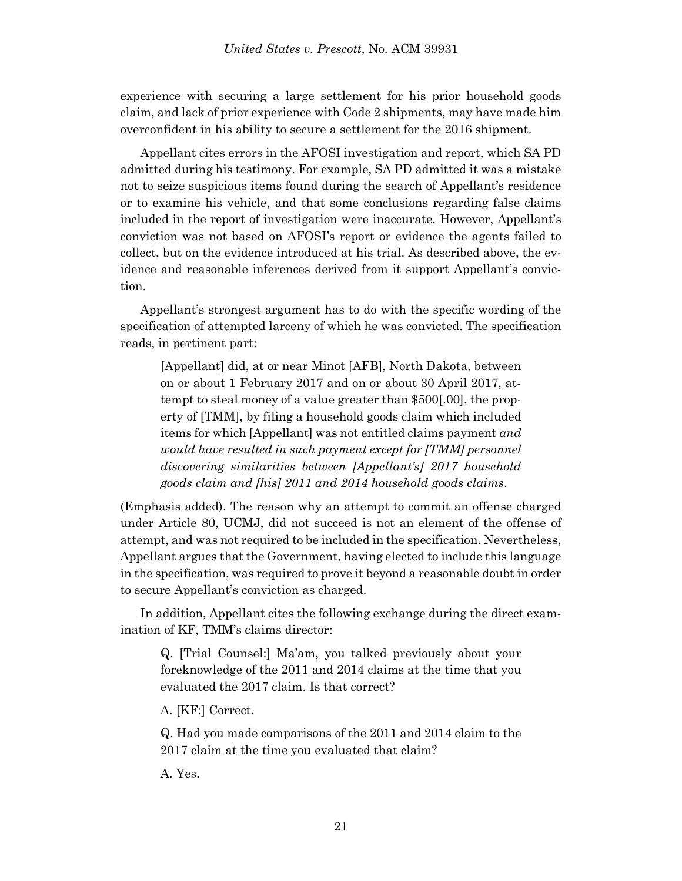experience with securing a large settlement for his prior household goods claim, and lack of prior experience with Code 2 shipments, may have made him overconfident in his ability to secure a settlement for the 2016 shipment.

Appellant cites errors in the AFOSI investigation and report, which SA PD admitted during his testimony. For example, SA PD admitted it was a mistake not to seize suspicious items found during the search of Appellant's residence or to examine his vehicle, and that some conclusions regarding false claims included in the report of investigation were inaccurate. However, Appellant's conviction was not based on AFOSI's report or evidence the agents failed to collect, but on the evidence introduced at his trial. As described above, the evidence and reasonable inferences derived from it support Appellant's conviction.

Appellant's strongest argument has to do with the specific wording of the specification of attempted larceny of which he was convicted. The specification reads, in pertinent part:

> [Appellant] did, at or near Minot [AFB], North Dakota, between on or about 1 February 2017 and on or about 30 April 2017, attempt to steal money of a value greater than $500[.00], the property of [TMM], by filing a household goods claim which included items for which [Appellant] was not entitled claims payment *and would have resulted in such payment except for [TMM] personnel discovering similarities between [Appellant's] 2017 household goods claim and [his] 2011 and 2014 household goods claims*.

(Emphasis added). The reason why an attempt to commit an offense charged under Article 80, UCMJ, did not succeed is not an element of the offense of attempt, and was not required to be included in the specification. Nevertheless, Appellant argues that the Government, having elected to include this language in the specification, was required to prove it beyond a reasonable doubt in order to secure Appellant's conviction as charged.

In addition, Appellant cites the following exchange during the direct examination of KF, TMM's claims director:

> Q. [Trial Counsel:] Ma'am, you talked previously about your foreknowledge of the 2011 and 2014 claims at the time that you evaluated the 2017 claim. Is that correct?
>
> A. [KF:] Correct.
>
> Q. Had you made comparisons of the 2011 and 2014 claim to the 2017 claim at the time you evaluated that claim?
>
> A. Yes.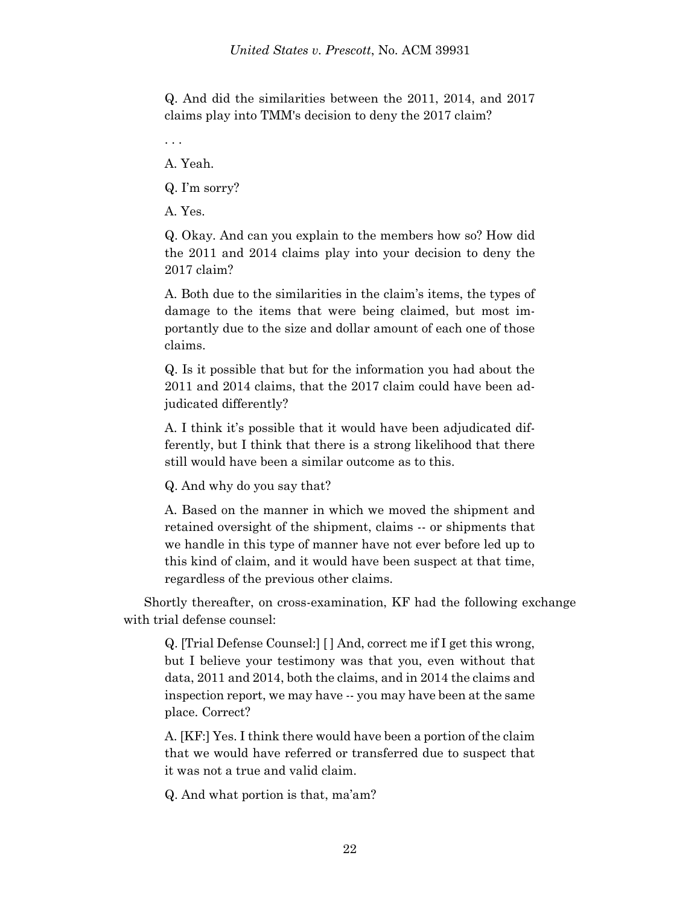> Q. And did the similarities between the 2011, 2014, and 2017 claims play into TMM's decision to deny the 2017 claim?
>
> . . .
>
> A. Yeah.
>
> Q. I'm sorry?
>
> A. Yes.
>
> Q. Okay. And can you explain to the members how so? How did the 2011 and 2014 claims play into your decision to deny the 2017 claim?
>
> A. Both due to the similarities in the claim's items, the types of damage to the items that were being claimed, but most importantly due to the size and dollar amount of each one of those claims.
>
> Q. Is it possible that but for the information you had about the 2011 and 2014 claims, that the 2017 claim could have been adjudicated differently?
>
> A. I think it's possible that it would have been adjudicated differently, but I think that there is a strong likelihood that there still would have been a similar outcome as to this.
>
> Q. And why do you say that?
>
> A. Based on the manner in which we moved the shipment and retained oversight of the shipment, claims -- or shipments that we handle in this type of manner have not ever before led up to this kind of claim, and it would have been suspect at that time, regardless of the previous other claims.

Shortly thereafter, on cross-examination, KF had the following exchange with trial defense counsel:

> Q. [Trial Defense Counsel:] [ ] And, correct me if I get this wrong, but I believe your testimony was that you, even without that data, 2011 and 2014, both the claims, and in 2014 the claims and inspection report, we may have -- you may have been at the same place. Correct?
>
> A. [KF:] Yes. I think there would have been a portion of the claim that we would have referred or transferred due to suspect that it was not a true and valid claim.
>
> Q. And what portion is that, ma'am?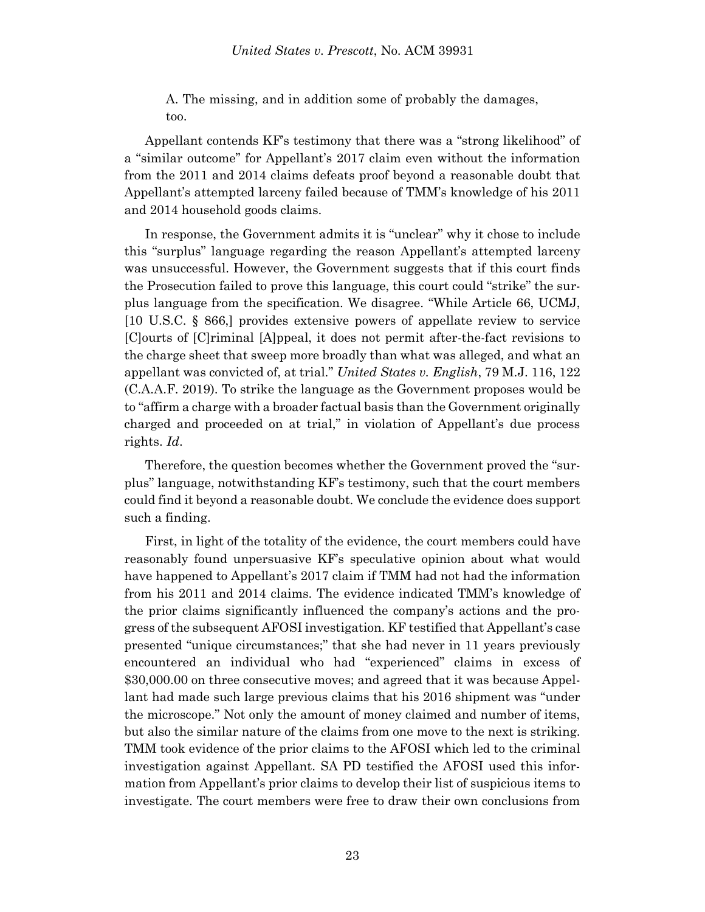A. The missing, and in addition some of probably the damages, too.

Appellant contends KF's testimony that there was a "strong likelihood" of a "similar outcome" for Appellant's 2017 claim even without the information from the 2011 and 2014 claims defeats proof beyond a reasonable doubt that Appellant's attempted larceny failed because of TMM's knowledge of his 2011 and 2014 household goods claims.

In response, the Government admits it is "unclear" why it chose to include this "surplus" language regarding the reason Appellant's attempted larceny was unsuccessful. However, the Government suggests that if this court finds the Prosecution failed to prove this language, this court could "strike" the surplus language from the specification. We disagree. "While Article 66, UCMJ, [10 U.S.C. § 866,] provides extensive powers of appellate review to service [C]ourts of [C]riminal [A]ppeal, it does not permit after-the-fact revisions to the charge sheet that sweep more broadly than what was alleged, and what an appellant was convicted of, at trial." *United States v. English*, 79 M.J. 116, 122 (C.A.A.F. 2019). To strike the language as the Government proposes would be to "affirm a charge with a broader factual basis than the Government originally charged and proceeded on at trial," in violation of Appellant's due process rights. *Id*.

Therefore, the question becomes whether the Government proved the "surplus" language, notwithstanding KF's testimony, such that the court members could find it beyond a reasonable doubt. We conclude the evidence does support such a finding.

First, in light of the totality of the evidence, the court members could have reasonably found unpersuasive KF's speculative opinion about what would have happened to Appellant's 2017 claim if TMM had not had the information from his 2011 and 2014 claims. The evidence indicated TMM's knowledge of the prior claims significantly influenced the company's actions and the progress of the subsequent AFOSI investigation. KF testified that Appellant's case presented "unique circumstances;" that she had never in 11 years previously encountered an individual who had "experienced" claims in excess of $30,000.00 on three consecutive moves; and agreed that it was because Appellant had made such large previous claims that his 2016 shipment was "under the microscope." Not only the amount of money claimed and number of items, but also the similar nature of the claims from one move to the next is striking. TMM took evidence of the prior claims to the AFOSI which led to the criminal investigation against Appellant. SA PD testified the AFOSI used this information from Appellant's prior claims to develop their list of suspicious items to investigate. The court members were free to draw their own conclusions from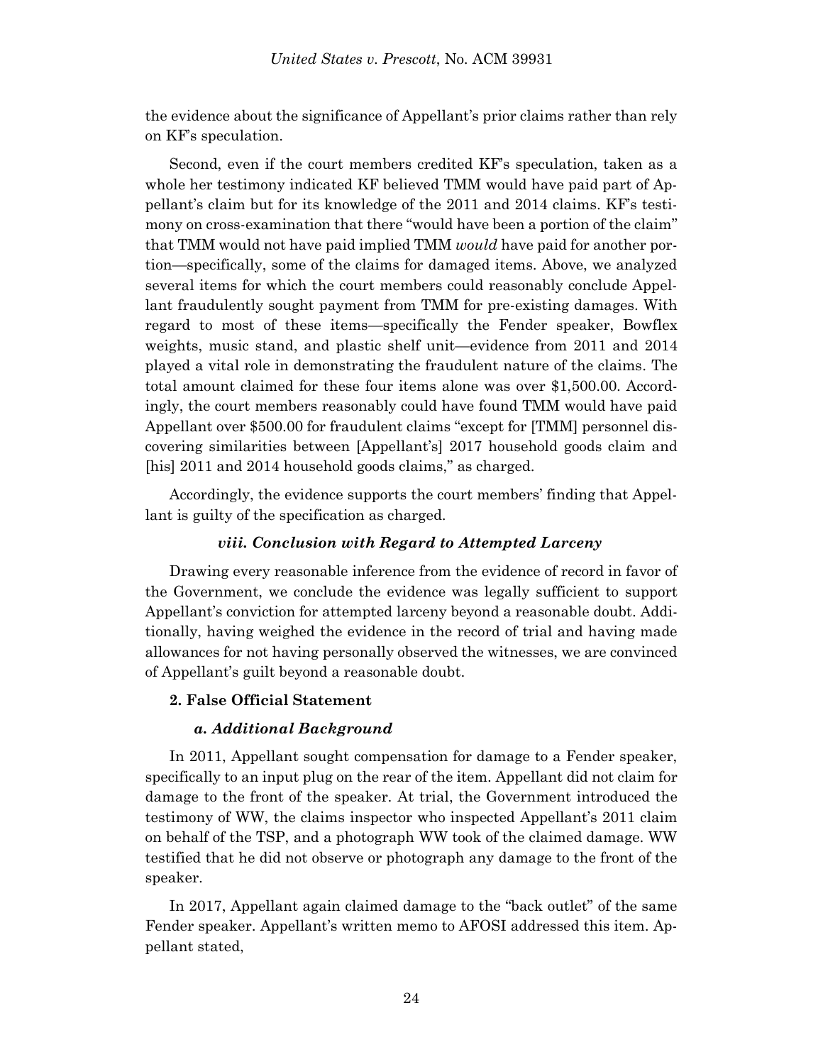the evidence about the significance of Appellant's prior claims rather than rely on KF's speculation.

Second, even if the court members credited KF's speculation, taken as a whole her testimony indicated KF believed TMM would have paid part of Appellant's claim but for its knowledge of the 2011 and 2014 claims. KF's testimony on cross-examination that there "would have been a portion of the claim" that TMM would not have paid implied TMM *would* have paid for another portion—specifically, some of the claims for damaged items. Above, we analyzed several items for which the court members could reasonably conclude Appellant fraudulently sought payment from TMM for pre-existing damages. With regard to most of these items—specifically the Fender speaker, Bowflex weights, music stand, and plastic shelf unit—evidence from 2011 and 2014 played a vital role in demonstrating the fraudulent nature of the claims. The total amount claimed for these four items alone was over $1,500.00. Accordingly, the court members reasonably could have found TMM would have paid Appellant over $500.00 for fraudulent claims "except for [TMM] personnel discovering similarities between [Appellant's] 2017 household goods claim and [his] 2011 and 2014 household goods claims," as charged.

Accordingly, the evidence supports the court members' finding that Appellant is guilty of the specification as charged.

#### *viii. Conclusion with Regard to Attempted Larceny*

Drawing every reasonable inference from the evidence of record in favor of the Government, we conclude the evidence was legally sufficient to support Appellant's conviction for attempted larceny beyond a reasonable doubt. Additionally, having weighed the evidence in the record of trial and having made allowances for not having personally observed the witnesses, we are convinced of Appellant's guilt beyond a reasonable doubt.

### 2. False Official Statement

#### *a. Additional Background*

In 2011, Appellant sought compensation for damage to a Fender speaker, specifically to an input plug on the rear of the item. Appellant did not claim for damage to the front of the speaker. At trial, the Government introduced the testimony of WW, the claims inspector who inspected Appellant's 2011 claim on behalf of the TSP, and a photograph WW took of the claimed damage. WW testified that he did not observe or photograph any damage to the front of the speaker.

In 2017, Appellant again claimed damage to the "back outlet" of the same Fender speaker. Appellant's written memo to AFOSI addressed this item. Appellant stated,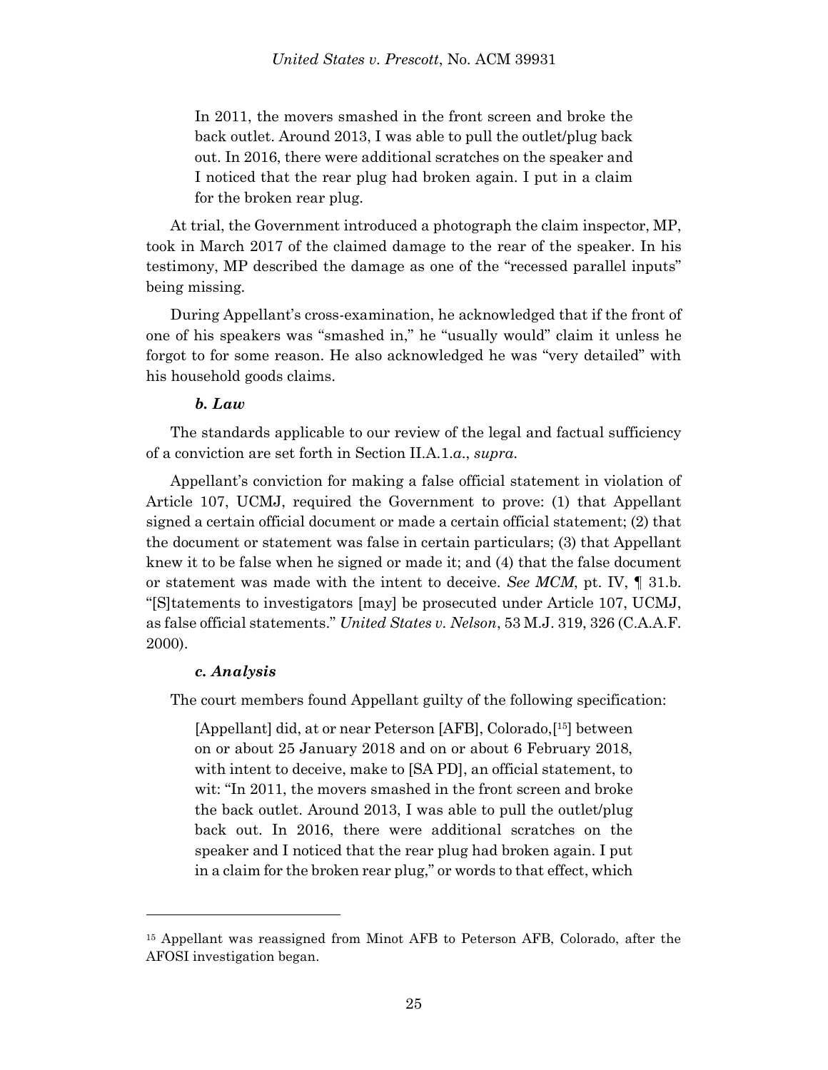> In 2011, the movers smashed in the front screen and broke the back outlet. Around 2013, I was able to pull the outlet/plug back out. In 2016, there were additional scratches on the speaker and I noticed that the rear plug had broken again. I put in a claim for the broken rear plug.

At trial, the Government introduced a photograph the claim inspector, MP, took in March 2017 of the claimed damage to the rear of the speaker. In his testimony, MP described the damage as one of the "recessed parallel inputs" being missing.

During Appellant's cross-examination, he acknowledged that if the front of one of his speakers was "smashed in," he "usually would" claim it unless he forgot to for some reason. He also acknowledged he was "very detailed" with his household goods claims.

#### *b. Law*

The standards applicable to our review of the legal and factual sufficiency of a conviction are set forth in Section II.A.1.*a*., *supra*.

Appellant's conviction for making a false official statement in violation of Article 107, UCMJ, required the Government to prove: (1) that Appellant signed a certain official document or made a certain official statement; (2) that the document or statement was false in certain particulars; (3) that Appellant knew it to be false when he signed or made it; and (4) that the false document or statement was made with the intent to deceive. *See MCM*, pt. IV, ¶ 31.b. "[S]tatements to investigators [may] be prosecuted under Article 107, UCMJ, as false official statements." *United States v. Nelson*, 53 M.J. 319, 326 (C.A.A.F. 2000).

#### *c. Analysis*

The court members found Appellant guilty of the following specification:

> [Appellant] did, at or near Peterson [AFB], Colorado,[15] between on or about 25 January 2018 and on or about 6 February 2018, with intent to deceive, make to [SA PD], an official statement, to wit: "In 2011, the movers smashed in the front screen and broke the back outlet. Around 2013, I was able to pull the outlet/plug back out. In 2016, there were additional scratches on the speaker and I noticed that the rear plug had broken again. I put in a claim for the broken rear plug," or words to that effect, which

---

[15] Appellant was reassigned from Minot AFB to Peterson AFB, Colorado, after the AFOSI investigation began.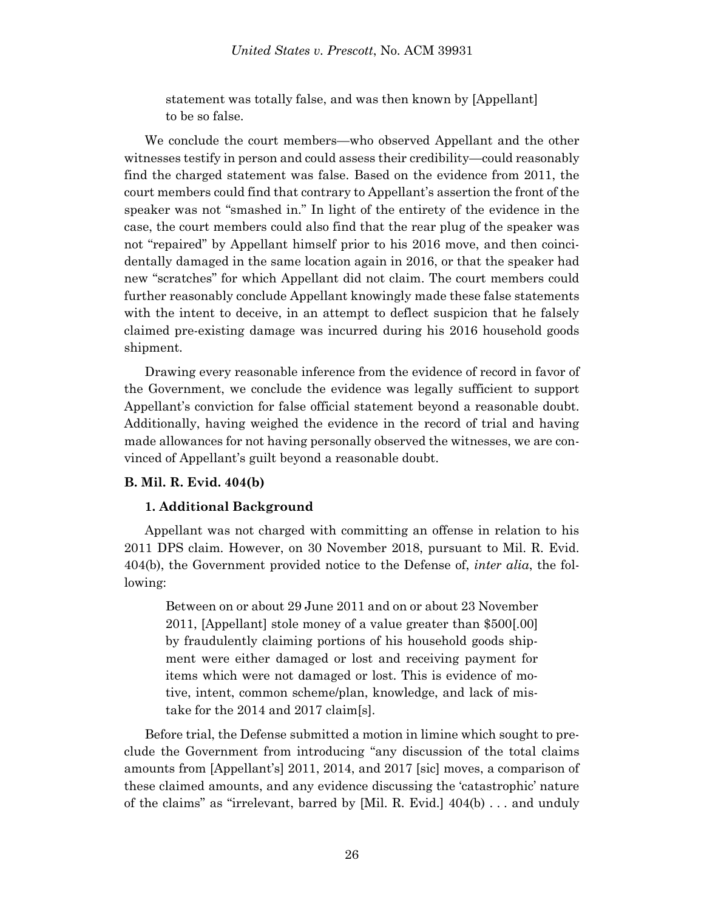statement was totally false, and was then known by [Appellant] to be so false.

We conclude the court members—who observed Appellant and the other witnesses testify in person and could assess their credibility—could reasonably find the charged statement was false. Based on the evidence from 2011, the court members could find that contrary to Appellant's assertion the front of the speaker was not "smashed in." In light of the entirety of the evidence in the case, the court members could also find that the rear plug of the speaker was not "repaired" by Appellant himself prior to his 2016 move, and then coincidentally damaged in the same location again in 2016, or that the speaker had new "scratches" for which Appellant did not claim. The court members could further reasonably conclude Appellant knowingly made these false statements with the intent to deceive, in an attempt to deflect suspicion that he falsely claimed pre-existing damage was incurred during his 2016 household goods shipment.

Drawing every reasonable inference from the evidence of record in favor of the Government, we conclude the evidence was legally sufficient to support Appellant's conviction for false official statement beyond a reasonable doubt. Additionally, having weighed the evidence in the record of trial and having made allowances for not having personally observed the witnesses, we are convinced of Appellant's guilt beyond a reasonable doubt.

### B. Mil. R. Evid. 404(b)

#### 1. Additional Background

Appellant was not charged with committing an offense in relation to his 2011 DPS claim. However, on 30 November 2018, pursuant to Mil. R. Evid. 404(b), the Government provided notice to the Defense of, *inter alia*, the following:

> Between on or about 29 June 2011 and on or about 23 November 2011, [Appellant] stole money of a value greater than $500[.00] by fraudulently claiming portions of his household goods shipment were either damaged or lost and receiving payment for items which were not damaged or lost. This is evidence of motive, intent, common scheme/plan, knowledge, and lack of mistake for the 2014 and 2017 claim[s].

Before trial, the Defense submitted a motion in limine which sought to preclude the Government from introducing "any discussion of the total claims amounts from [Appellant's] 2011, 2014, and 2017 [sic] moves, a comparison of these claimed amounts, and any evidence discussing the 'catastrophic' nature of the claims" as "irrelevant, barred by [Mil. R. Evid.] 404(b) . . . and unduly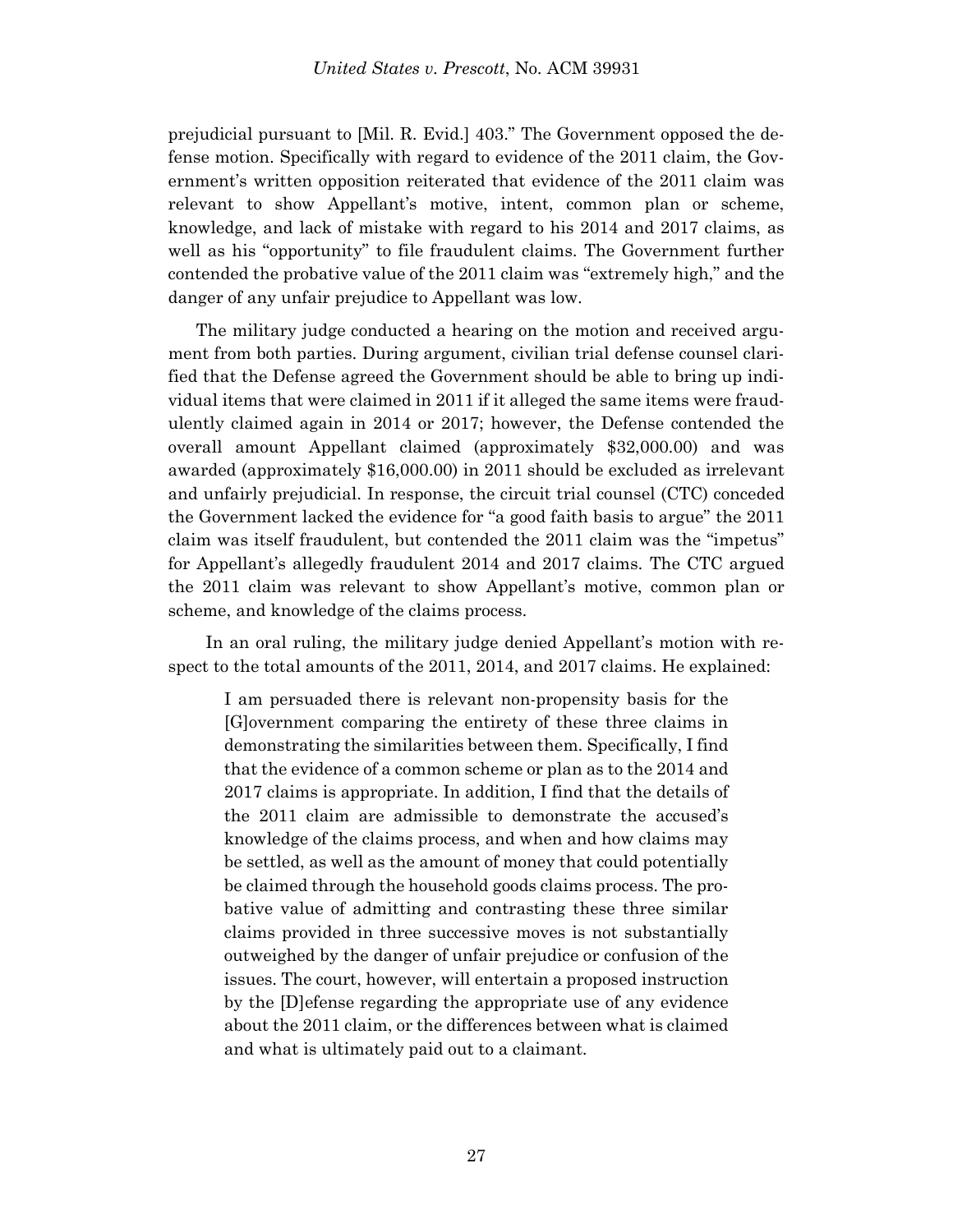prejudicial pursuant to [Mil. R. Evid.] 403." The Government opposed the defense motion. Specifically with regard to evidence of the 2011 claim, the Government's written opposition reiterated that evidence of the 2011 claim was relevant to show Appellant's motive, intent, common plan or scheme, knowledge, and lack of mistake with regard to his 2014 and 2017 claims, as well as his "opportunity" to file fraudulent claims. The Government further contended the probative value of the 2011 claim was "extremely high," and the danger of any unfair prejudice to Appellant was low.

The military judge conducted a hearing on the motion and received argument from both parties. During argument, civilian trial defense counsel clarified that the Defense agreed the Government should be able to bring up individual items that were claimed in 2011 if it alleged the same items were fraudulently claimed again in 2014 or 2017; however, the Defense contended the overall amount Appellant claimed (approximately $32,000.00) and was awarded (approximately $16,000.00) in 2011 should be excluded as irrelevant and unfairly prejudicial. In response, the circuit trial counsel (CTC) conceded the Government lacked the evidence for "a good faith basis to argue" the 2011 claim was itself fraudulent, but contended the 2011 claim was the "impetus" for Appellant's allegedly fraudulent 2014 and 2017 claims. The CTC argued the 2011 claim was relevant to show Appellant's motive, common plan or scheme, and knowledge of the claims process.

In an oral ruling, the military judge denied Appellant's motion with respect to the total amounts of the 2011, 2014, and 2017 claims. He explained:

> I am persuaded there is relevant non-propensity basis for the [G]overnment comparing the entirety of these three claims in demonstrating the similarities between them. Specifically, I find that the evidence of a common scheme or plan as to the 2014 and 2017 claims is appropriate. In addition, I find that the details of the 2011 claim are admissible to demonstrate the accused's knowledge of the claims process, and when and how claims may be settled, as well as the amount of money that could potentially be claimed through the household goods claims process. The probative value of admitting and contrasting these three similar claims provided in three successive moves is not substantially outweighed by the danger of unfair prejudice or confusion of the issues. The court, however, will entertain a proposed instruction by the [D]efense regarding the appropriate use of any evidence about the 2011 claim, or the differences between what is claimed and what is ultimately paid out to a claimant.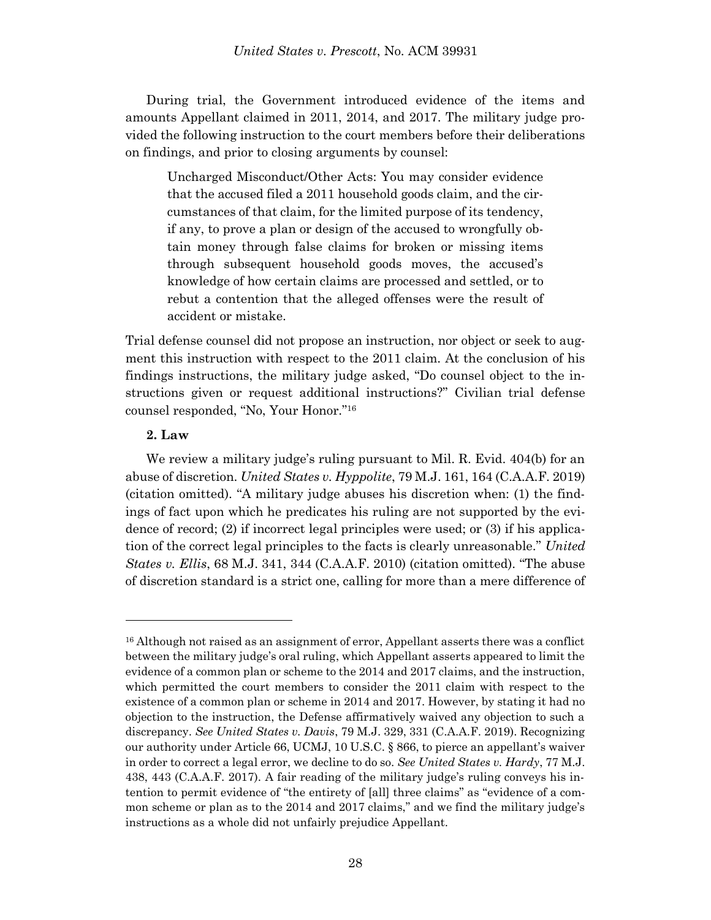During trial, the Government introduced evidence of the items and amounts Appellant claimed in 2011, 2014, and 2017. The military judge provided the following instruction to the court members before their deliberations on findings, and prior to closing arguments by counsel:

> Uncharged Misconduct/Other Acts: You may consider evidence that the accused filed a 2011 household goods claim, and the circumstances of that claim, for the limited purpose of its tendency, if any, to prove a plan or design of the accused to wrongfully obtain money through false claims for broken or missing items through subsequent household goods moves, the accused's knowledge of how certain claims are processed and settled, or to rebut a contention that the alleged offenses were the result of accident or mistake.

Trial defense counsel did not propose an instruction, nor object or seek to augment this instruction with respect to the 2011 claim. At the conclusion of his findings instructions, the military judge asked, "Do counsel object to the instructions given or request additional instructions?" Civilian trial defense counsel responded, "No, Your Honor."[16]

**2. Law**

We review a military judge's ruling pursuant to Mil. R. Evid. 404(b) for an abuse of discretion. *United States v. Hyppolite*, 79 M.J. 161, 164 (C.A.A.F. 2019) (citation omitted). "A military judge abuses his discretion when: (1) the findings of fact upon which he predicates his ruling are not supported by the evidence of record; (2) if incorrect legal principles were used; or (3) if his application of the correct legal principles to the facts is clearly unreasonable." *United States v. Ellis*, 68 M.J. 341, 344 (C.A.A.F. 2010) (citation omitted). "The abuse of discretion standard is a strict one, calling for more than a mere difference of

---

[16] Although not raised as an assignment of error, Appellant asserts there was a conflict between the military judge's oral ruling, which Appellant asserts appeared to limit the evidence of a common plan or scheme to the 2014 and 2017 claims, and the instruction, which permitted the court members to consider the 2011 claim with respect to the existence of a common plan or scheme in 2014 and 2017. However, by stating it had no objection to the instruction, the Defense affirmatively waived any objection to such a discrepancy. *See United States v. Davis*, 79 M.J. 329, 331 (C.A.A.F. 2019). Recognizing our authority under Article 66, UCMJ, 10 U.S.C. § 866, to pierce an appellant's waiver in order to correct a legal error, we decline to do so. *See United States v. Hardy*, 77 M.J. 438, 443 (C.A.A.F. 2017). A fair reading of the military judge's ruling conveys his intention to permit evidence of "the entirety of [all] three claims" as "evidence of a common scheme or plan as to the 2014 and 2017 claims," and we find the military judge's instructions as a whole did not unfairly prejudice Appellant.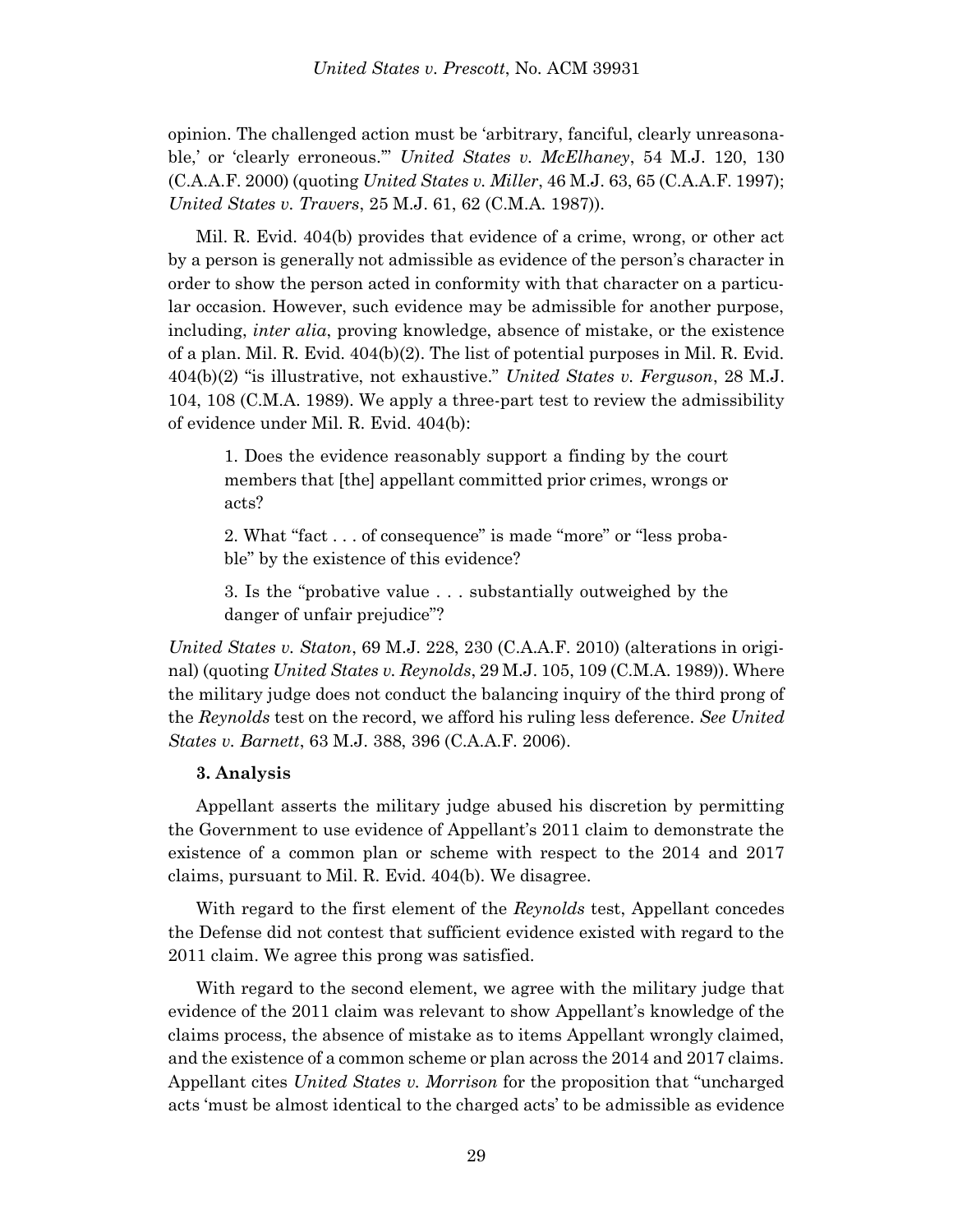opinion. The challenged action must be 'arbitrary, fanciful, clearly unreasonable,' or 'clearly erroneous.'" *United States v. McElhaney*, 54 M.J. 120, 130 (C.A.A.F. 2000) (quoting *United States v. Miller*, 46 M.J. 63, 65 (C.A.A.F. 1997); *United States v. Travers*, 25 M.J. 61, 62 (C.M.A. 1987)).

Mil. R. Evid. 404(b) provides that evidence of a crime, wrong, or other act by a person is generally not admissible as evidence of the person's character in order to show the person acted in conformity with that character on a particular occasion. However, such evidence may be admissible for another purpose, including, *inter alia*, proving knowledge, absence of mistake, or the existence of a plan. Mil. R. Evid. 404(b)(2). The list of potential purposes in Mil. R. Evid. 404(b)(2) "is illustrative, not exhaustive." *United States v. Ferguson*, 28 M.J. 104, 108 (C.M.A. 1989). We apply a three-part test to review the admissibility of evidence under Mil. R. Evid. 404(b):

> 1. Does the evidence reasonably support a finding by the court members that [the] appellant committed prior crimes, wrongs or acts?
>
> 2. What "fact . . . of consequence" is made "more" or "less probable" by the existence of this evidence?
>
> 3. Is the "probative value . . . substantially outweighed by the danger of unfair prejudice"?

*United States v. Staton*, 69 M.J. 228, 230 (C.A.A.F. 2010) (alterations in original) (quoting *United States v. Reynolds*, 29 M.J. 105, 109 (C.M.A. 1989)). Where the military judge does not conduct the balancing inquiry of the third prong of the *Reynolds* test on the record, we afford his ruling less deference. *See United States v. Barnett*, 63 M.J. 388, 396 (C.A.A.F. 2006).

**3. Analysis**

Appellant asserts the military judge abused his discretion by permitting the Government to use evidence of Appellant's 2011 claim to demonstrate the existence of a common plan or scheme with respect to the 2014 and 2017 claims, pursuant to Mil. R. Evid. 404(b). We disagree.

With regard to the first element of the *Reynolds* test, Appellant concedes the Defense did not contest that sufficient evidence existed with regard to the 2011 claim. We agree this prong was satisfied.

With regard to the second element, we agree with the military judge that evidence of the 2011 claim was relevant to show Appellant's knowledge of the claims process, the absence of mistake as to items Appellant wrongly claimed, and the existence of a common scheme or plan across the 2014 and 2017 claims. Appellant cites *United States v. Morrison* for the proposition that "uncharged acts 'must be almost identical to the charged acts' to be admissible as evidence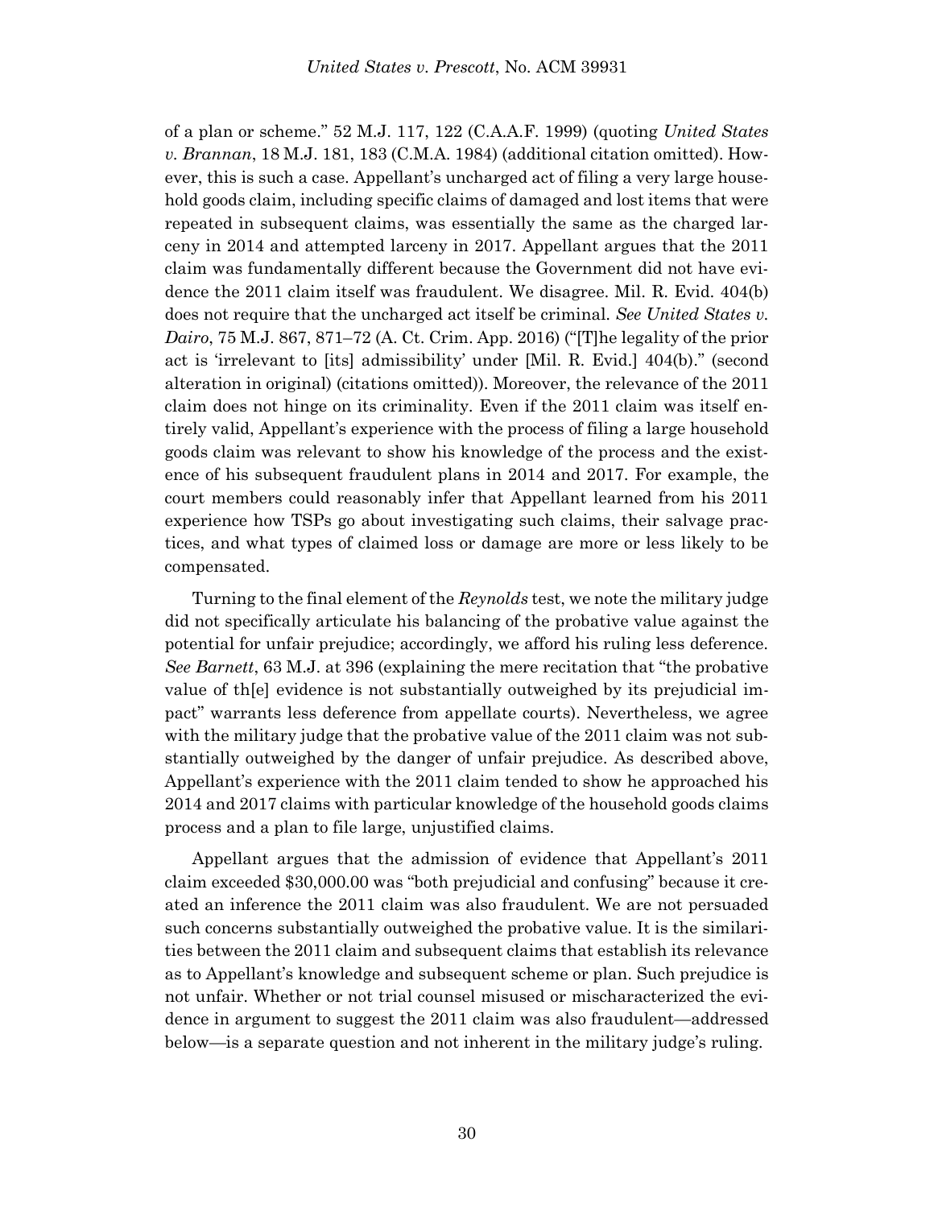of a plan or scheme." 52 M.J. 117, 122 (C.A.A.F. 1999) (quoting *United States v. Brannan*, 18 M.J. 181, 183 (C.M.A. 1984) (additional citation omitted). However, this is such a case. Appellant's uncharged act of filing a very large household goods claim, including specific claims of damaged and lost items that were repeated in subsequent claims, was essentially the same as the charged larceny in 2014 and attempted larceny in 2017. Appellant argues that the 2011 claim was fundamentally different because the Government did not have evidence the 2011 claim itself was fraudulent. We disagree. Mil. R. Evid. 404(b) does not require that the uncharged act itself be criminal. *See United States v. Dairo*, 75 M.J. 867, 871–72 (A. Ct. Crim. App. 2016) ("[T]he legality of the prior act is 'irrelevant to [its] admissibility' under [Mil. R. Evid.] 404(b)." (second alteration in original) (citations omitted)). Moreover, the relevance of the 2011 claim does not hinge on its criminality. Even if the 2011 claim was itself entirely valid, Appellant's experience with the process of filing a large household goods claim was relevant to show his knowledge of the process and the existence of his subsequent fraudulent plans in 2014 and 2017. For example, the court members could reasonably infer that Appellant learned from his 2011 experience how TSPs go about investigating such claims, their salvage practices, and what types of claimed loss or damage are more or less likely to be compensated.

Turning to the final element of the *Reynolds* test, we note the military judge did not specifically articulate his balancing of the probative value against the potential for unfair prejudice; accordingly, we afford his ruling less deference. *See Barnett*, 63 M.J. at 396 (explaining the mere recitation that "the probative value of th[e] evidence is not substantially outweighed by its prejudicial impact" warrants less deference from appellate courts). Nevertheless, we agree with the military judge that the probative value of the 2011 claim was not substantially outweighed by the danger of unfair prejudice. As described above, Appellant's experience with the 2011 claim tended to show he approached his 2014 and 2017 claims with particular knowledge of the household goods claims process and a plan to file large, unjustified claims.

Appellant argues that the admission of evidence that Appellant's 2011 claim exceeded $30,000.00 was "both prejudicial and confusing" because it created an inference the 2011 claim was also fraudulent. We are not persuaded such concerns substantially outweighed the probative value. It is the similarities between the 2011 claim and subsequent claims that establish its relevance as to Appellant's knowledge and subsequent scheme or plan. Such prejudice is not unfair. Whether or not trial counsel misused or mischaracterized the evidence in argument to suggest the 2011 claim was also fraudulent—addressed below—is a separate question and not inherent in the military judge's ruling.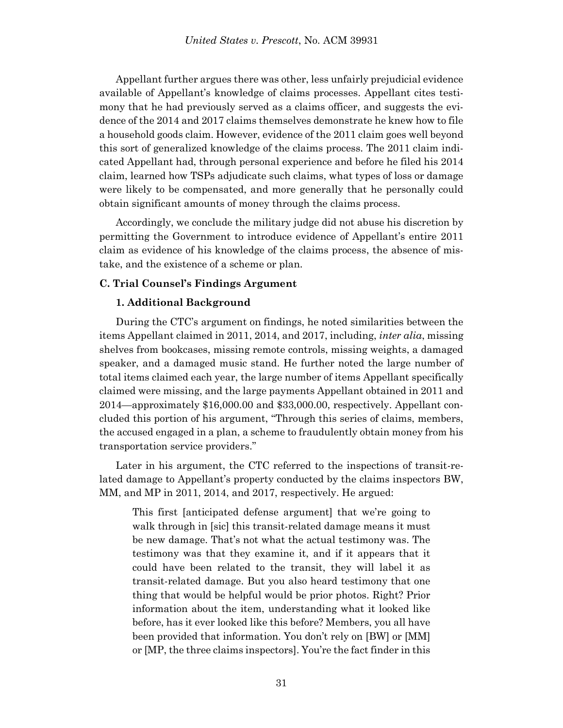Appellant further argues there was other, less unfairly prejudicial evidence available of Appellant's knowledge of claims processes. Appellant cites testimony that he had previously served as a claims officer, and suggests the evidence of the 2014 and 2017 claims themselves demonstrate he knew how to file a household goods claim. However, evidence of the 2011 claim goes well beyond this sort of generalized knowledge of the claims process. The 2011 claim indicated Appellant had, through personal experience and before he filed his 2014 claim, learned how TSPs adjudicate such claims, what types of loss or damage were likely to be compensated, and more generally that he personally could obtain significant amounts of money through the claims process.

Accordingly, we conclude the military judge did not abuse his discretion by permitting the Government to introduce evidence of Appellant's entire 2011 claim as evidence of his knowledge of the claims process, the absence of mistake, and the existence of a scheme or plan.

### C. Trial Counsel's Findings Argument

#### 1. Additional Background

During the CTC's argument on findings, he noted similarities between the items Appellant claimed in 2011, 2014, and 2017, including, *inter alia*, missing shelves from bookcases, missing remote controls, missing weights, a damaged speaker, and a damaged music stand. He further noted the large number of total items claimed each year, the large number of items Appellant specifically claimed were missing, and the large payments Appellant obtained in 2011 and 2014—approximately $16,000.00 and $33,000.00, respectively. Appellant concluded this portion of his argument, "Through this series of claims, members, the accused engaged in a plan, a scheme to fraudulently obtain money from his transportation service providers."

Later in his argument, the CTC referred to the inspections of transit-related damage to Appellant's property conducted by the claims inspectors BW, MM, and MP in 2011, 2014, and 2017, respectively. He argued:

> This first [anticipated defense argument] that we're going to walk through in [sic] this transit-related damage means it must be new damage. That's not what the actual testimony was. The testimony was that they examine it, and if it appears that it could have been related to the transit, they will label it as transit-related damage. But you also heard testimony that one thing that would be helpful would be prior photos. Right? Prior information about the item, understanding what it looked like before, has it ever looked like this before? Members, you all have been provided that information. You don't rely on [BW] or [MM] or [MP, the three claims inspectors]. You're the fact finder in this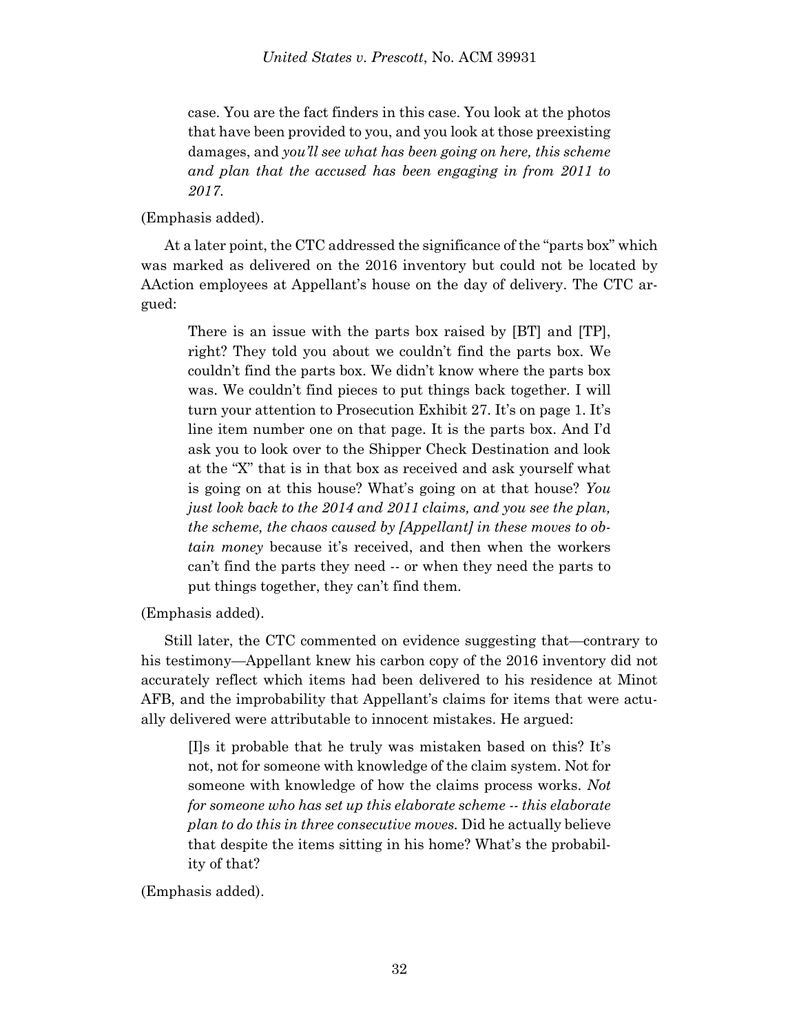> case. You are the fact finders in this case. You look at the photos that have been provided to you, and you look at those preexisting damages, and *you'll see what has been going on here, this scheme and plan that the accused has been engaging in from 2011 to 2017.*

(Emphasis added).

At a later point, the CTC addressed the significance of the "parts box" which was marked as delivered on the 2016 inventory but could not be located by AAction employees at Appellant's house on the day of delivery. The CTC argued:

> There is an issue with the parts box raised by [BT] and [TP], right? They told you about we couldn't find the parts box. We couldn't find the parts box. We didn't know where the parts box was. We couldn't find pieces to put things back together. I will turn your attention to Prosecution Exhibit 27. It's on page 1. It's line item number one on that page. It is the parts box. And I'd ask you to look over to the Shipper Check Destination and look at the "X" that is in that box as received and ask yourself what is going on at this house? What's going on at that house? *You just look back to the 2014 and 2011 claims, and you see the plan, the scheme, the chaos caused by [Appellant] in these moves to obtain money* because it's received, and then when the workers can't find the parts they need -- or when they need the parts to put things together, they can't find them.

(Emphasis added).

Still later, the CTC commented on evidence suggesting that—contrary to his testimony—Appellant knew his carbon copy of the 2016 inventory did not accurately reflect which items had been delivered to his residence at Minot AFB, and the improbability that Appellant's claims for items that were actually delivered were attributable to innocent mistakes. He argued:

> [I]s it probable that he truly was mistaken based on this? It's not, not for someone with knowledge of the claim system. Not for someone with knowledge of how the claims process works. *Not for someone who has set up this elaborate scheme -- this elaborate plan to do this in three consecutive moves.* Did he actually believe that despite the items sitting in his home? What's the probability of that?

(Emphasis added).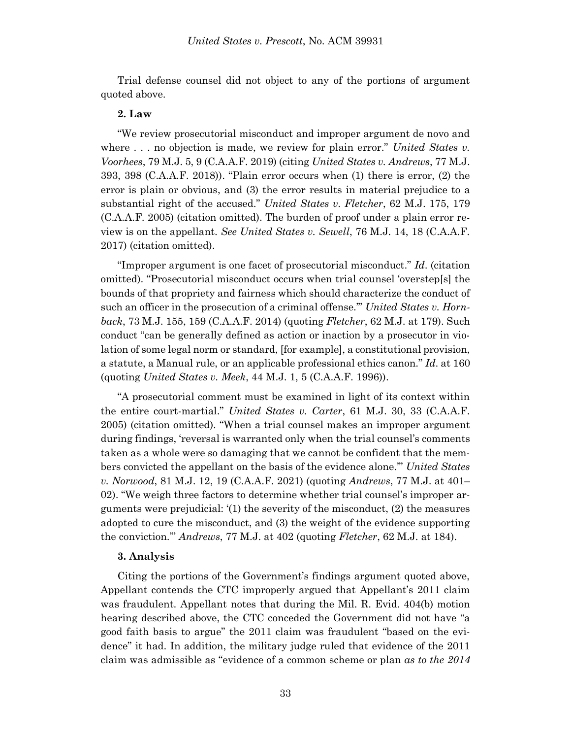Trial defense counsel did not object to any of the portions of argument quoted above.

**2. Law**

"We review prosecutorial misconduct and improper argument de novo and where . . . no objection is made, we review for plain error." *United States v. Voorhees*, 79 M.J. 5, 9 (C.A.A.F. 2019) (citing *United States v. Andrews*, 77 M.J. 393, 398 (C.A.A.F. 2018)). "Plain error occurs when (1) there is error, (2) the error is plain or obvious, and (3) the error results in material prejudice to a substantial right of the accused." *United States v. Fletcher*, 62 M.J. 175, 179 (C.A.A.F. 2005) (citation omitted). The burden of proof under a plain error review is on the appellant. *See United States v. Sewell*, 76 M.J. 14, 18 (C.A.A.F. 2017) (citation omitted).

"Improper argument is one facet of prosecutorial misconduct." *Id*. (citation omitted). "Prosecutorial misconduct occurs when trial counsel 'overstep[s] the bounds of that propriety and fairness which should characterize the conduct of such an officer in the prosecution of a criminal offense.'" *United States v. Hornback*, 73 M.J. 155, 159 (C.A.A.F. 2014) (quoting *Fletcher*, 62 M.J. at 179). Such conduct "can be generally defined as action or inaction by a prosecutor in violation of some legal norm or standard, [for example], a constitutional provision, a statute, a Manual rule, or an applicable professional ethics canon." *Id*. at 160 (quoting *United States v. Meek*, 44 M.J. 1, 5 (C.A.A.F. 1996)).

"A prosecutorial comment must be examined in light of its context within the entire court-martial." *United States v. Carter*, 61 M.J. 30, 33 (C.A.A.F. 2005) (citation omitted). "When a trial counsel makes an improper argument during findings, 'reversal is warranted only when the trial counsel's comments taken as a whole were so damaging that we cannot be confident that the members convicted the appellant on the basis of the evidence alone.'" *United States v. Norwood*, 81 M.J. 12, 19 (C.A.A.F. 2021) (quoting *Andrews*, 77 M.J. at 401–02). "We weigh three factors to determine whether trial counsel's improper arguments were prejudicial: '(1) the severity of the misconduct, (2) the measures adopted to cure the misconduct, and (3) the weight of the evidence supporting the conviction.'" *Andrews*, 77 M.J. at 402 (quoting *Fletcher*, 62 M.J. at 184).

**3. Analysis**

Citing the portions of the Government's findings argument quoted above, Appellant contends the CTC improperly argued that Appellant's 2011 claim was fraudulent. Appellant notes that during the Mil. R. Evid. 404(b) motion hearing described above, the CTC conceded the Government did not have "a good faith basis to argue" the 2011 claim was fraudulent "based on the evidence" it had. In addition, the military judge ruled that evidence of the 2011 claim was admissible as "evidence of a common scheme or plan *as to the 2014*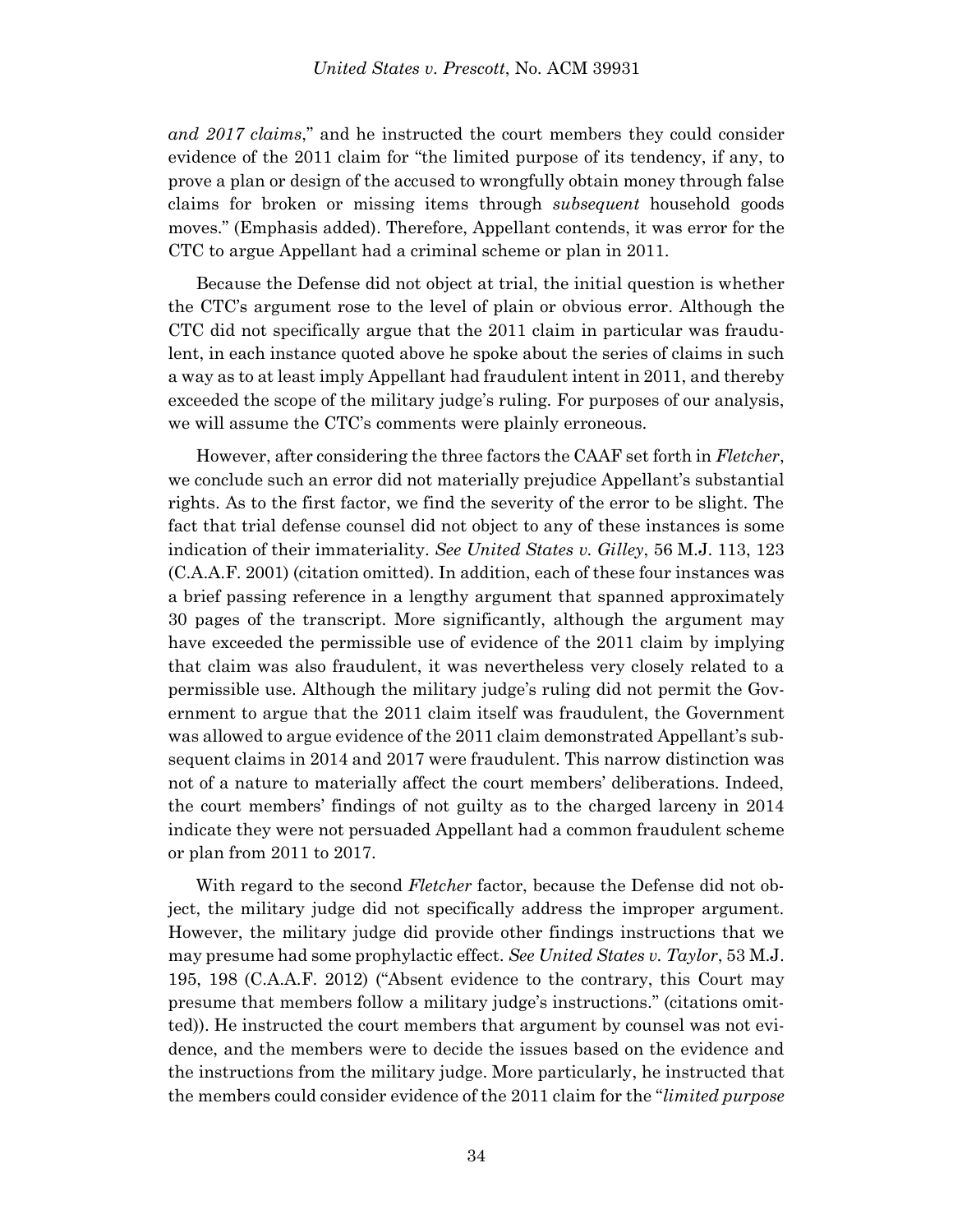*and 2017 claims*," and he instructed the court members they could consider evidence of the 2011 claim for "the limited purpose of its tendency, if any, to prove a plan or design of the accused to wrongfully obtain money through false claims for broken or missing items through *subsequent* household goods moves." (Emphasis added). Therefore, Appellant contends, it was error for the CTC to argue Appellant had a criminal scheme or plan in 2011.

Because the Defense did not object at trial, the initial question is whether the CTC's argument rose to the level of plain or obvious error. Although the CTC did not specifically argue that the 2011 claim in particular was fraudulent, in each instance quoted above he spoke about the series of claims in such a way as to at least imply Appellant had fraudulent intent in 2011, and thereby exceeded the scope of the military judge's ruling. For purposes of our analysis, we will assume the CTC's comments were plainly erroneous.

However, after considering the three factors the CAAF set forth in *Fletcher*, we conclude such an error did not materially prejudice Appellant's substantial rights. As to the first factor, we find the severity of the error to be slight. The fact that trial defense counsel did not object to any of these instances is some indication of their immateriality. *See United States v. Gilley*, 56 M.J. 113, 123 (C.A.A.F. 2001) (citation omitted). In addition, each of these four instances was a brief passing reference in a lengthy argument that spanned approximately 30 pages of the transcript. More significantly, although the argument may have exceeded the permissible use of evidence of the 2011 claim by implying that claim was also fraudulent, it was nevertheless very closely related to a permissible use. Although the military judge's ruling did not permit the Government to argue that the 2011 claim itself was fraudulent, the Government was allowed to argue evidence of the 2011 claim demonstrated Appellant's subsequent claims in 2014 and 2017 were fraudulent. This narrow distinction was not of a nature to materially affect the court members' deliberations. Indeed, the court members' findings of not guilty as to the charged larceny in 2014 indicate they were not persuaded Appellant had a common fraudulent scheme or plan from 2011 to 2017.

With regard to the second *Fletcher* factor, because the Defense did not object, the military judge did not specifically address the improper argument. However, the military judge did provide other findings instructions that we may presume had some prophylactic effect. *See United States v. Taylor*, 53 M.J. 195, 198 (C.A.A.F. 2012) ("Absent evidence to the contrary, this Court may presume that members follow a military judge's instructions." (citations omitted)). He instructed the court members that argument by counsel was not evidence, and the members were to decide the issues based on the evidence and the instructions from the military judge. More particularly, he instructed that the members could consider evidence of the 2011 claim for the "*limited purpose*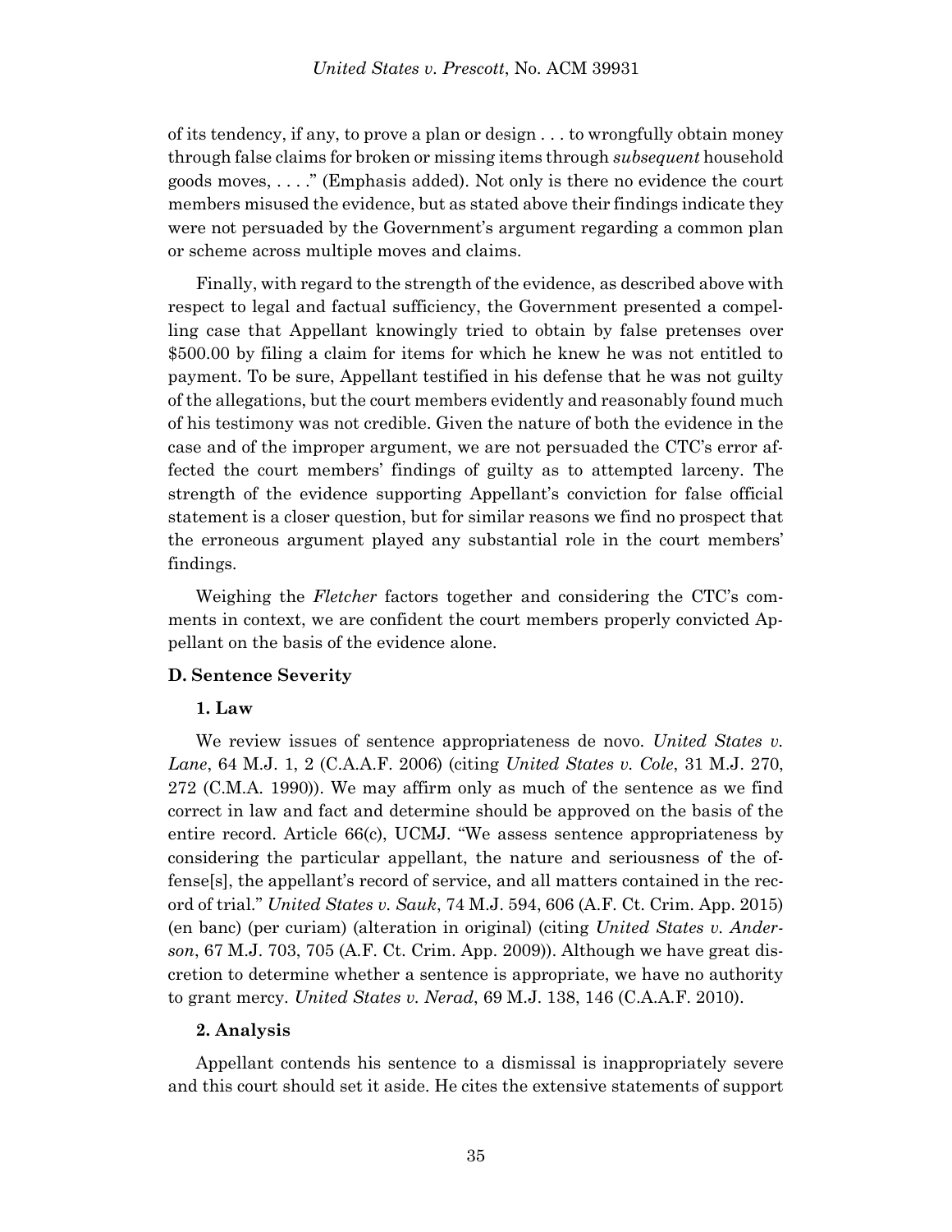of its tendency, if any, to prove a plan or design . . . to wrongfully obtain money through false claims for broken or missing items through *subsequent* household goods moves, . . . ." (Emphasis added). Not only is there no evidence the court members misused the evidence, but as stated above their findings indicate they were not persuaded by the Government's argument regarding a common plan or scheme across multiple moves and claims.

Finally, with regard to the strength of the evidence, as described above with respect to legal and factual sufficiency, the Government presented a compelling case that Appellant knowingly tried to obtain by false pretenses over \$500.00 by filing a claim for items for which he knew he was not entitled to payment. To be sure, Appellant testified in his defense that he was not guilty of the allegations, but the court members evidently and reasonably found much of his testimony was not credible. Given the nature of both the evidence in the case and of the improper argument, we are not persuaded the CTC's error affected the court members' findings of guilty as to attempted larceny. The strength of the evidence supporting Appellant's conviction for false official statement is a closer question, but for similar reasons we find no prospect that the erroneous argument played any substantial role in the court members' findings.

Weighing the *Fletcher* factors together and considering the CTC's comments in context, we are confident the court members properly convicted Appellant on the basis of the evidence alone.

### D. Sentence Severity

#### 1. Law

We review issues of sentence appropriateness de novo. *United States v. Lane*, 64 M.J. 1, 2 (C.A.A.F. 2006) (citing *United States v. Cole*, 31 M.J. 270, 272 (C.M.A. 1990)). We may affirm only as much of the sentence as we find correct in law and fact and determine should be approved on the basis of the entire record. Article 66(c), UCMJ. "We assess sentence appropriateness by considering the particular appellant, the nature and seriousness of the offense[s], the appellant's record of service, and all matters contained in the record of trial." *United States v. Sauk*, 74 M.J. 594, 606 (A.F. Ct. Crim. App. 2015) (en banc) (per curiam) (alteration in original) (citing *United States v. Anderson*, 67 M.J. 703, 705 (A.F. Ct. Crim. App. 2009)). Although we have great discretion to determine whether a sentence is appropriate, we have no authority to grant mercy. *United States v. Nerad*, 69 M.J. 138, 146 (C.A.A.F. 2010).

#### 2. Analysis

Appellant contends his sentence to a dismissal is inappropriately severe and this court should set it aside. He cites the extensive statements of support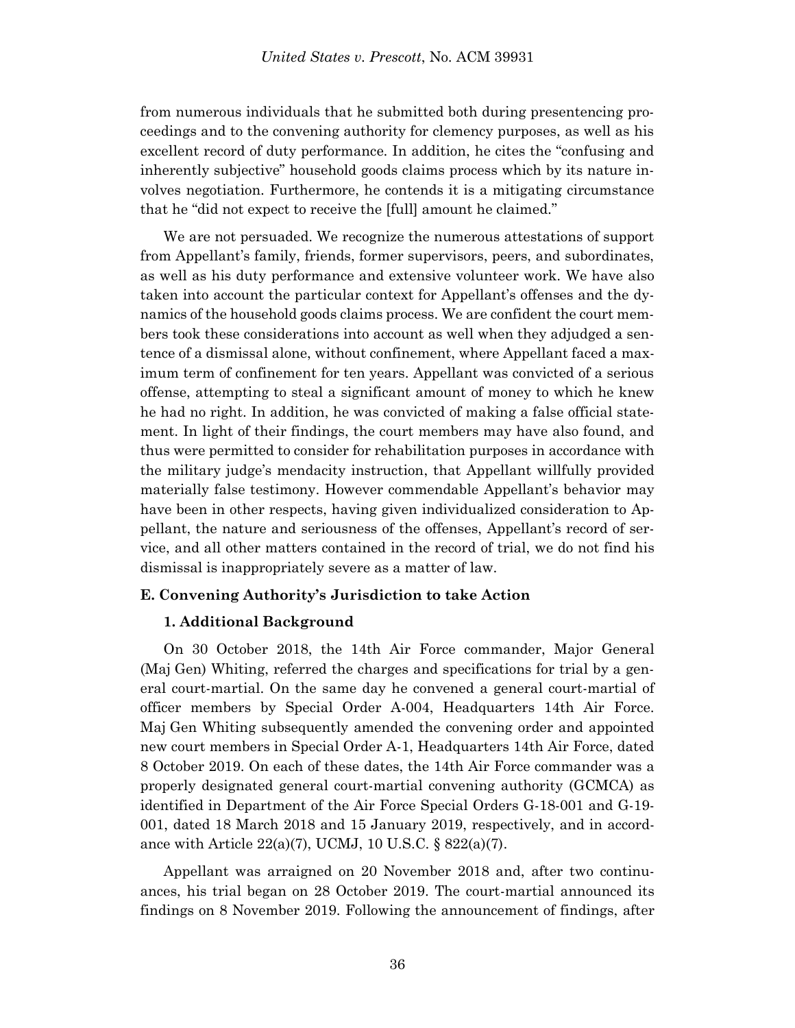from numerous individuals that he submitted both during presentencing proceedings and to the convening authority for clemency purposes, as well as his excellent record of duty performance. In addition, he cites the "confusing and inherently subjective" household goods claims process which by its nature involves negotiation. Furthermore, he contends it is a mitigating circumstance that he "did not expect to receive the [full] amount he claimed."

We are not persuaded. We recognize the numerous attestations of support from Appellant's family, friends, former supervisors, peers, and subordinates, as well as his duty performance and extensive volunteer work. We have also taken into account the particular context for Appellant's offenses and the dynamics of the household goods claims process. We are confident the court members took these considerations into account as well when they adjudged a sentence of a dismissal alone, without confinement, where Appellant faced a maximum term of confinement for ten years. Appellant was convicted of a serious offense, attempting to steal a significant amount of money to which he knew he had no right. In addition, he was convicted of making a false official statement. In light of their findings, the court members may have also found, and thus were permitted to consider for rehabilitation purposes in accordance with the military judge's mendacity instruction, that Appellant willfully provided materially false testimony. However commendable Appellant's behavior may have been in other respects, having given individualized consideration to Appellant, the nature and seriousness of the offenses, Appellant's record of service, and all other matters contained in the record of trial, we do not find his dismissal is inappropriately severe as a matter of law.

### E. Convening Authority's Jurisdiction to take Action

#### 1. Additional Background

On 30 October 2018, the 14th Air Force commander, Major General (Maj Gen) Whiting, referred the charges and specifications for trial by a general court-martial. On the same day he convened a general court-martial of officer members by Special Order A-004, Headquarters 14th Air Force. Maj Gen Whiting subsequently amended the convening order and appointed new court members in Special Order A-1, Headquarters 14th Air Force, dated 8 October 2019. On each of these dates, the 14th Air Force commander was a properly designated general court-martial convening authority (GCMCA) as identified in Department of the Air Force Special Orders G-18-001 and G-19-001, dated 18 March 2018 and 15 January 2019, respectively, and in accordance with Article 22(a)(7), UCMJ, 10 U.S.C. § 822(a)(7).

Appellant was arraigned on 20 November 2018 and, after two continuances, his trial began on 28 October 2019. The court-martial announced its findings on 8 November 2019. Following the announcement of findings, after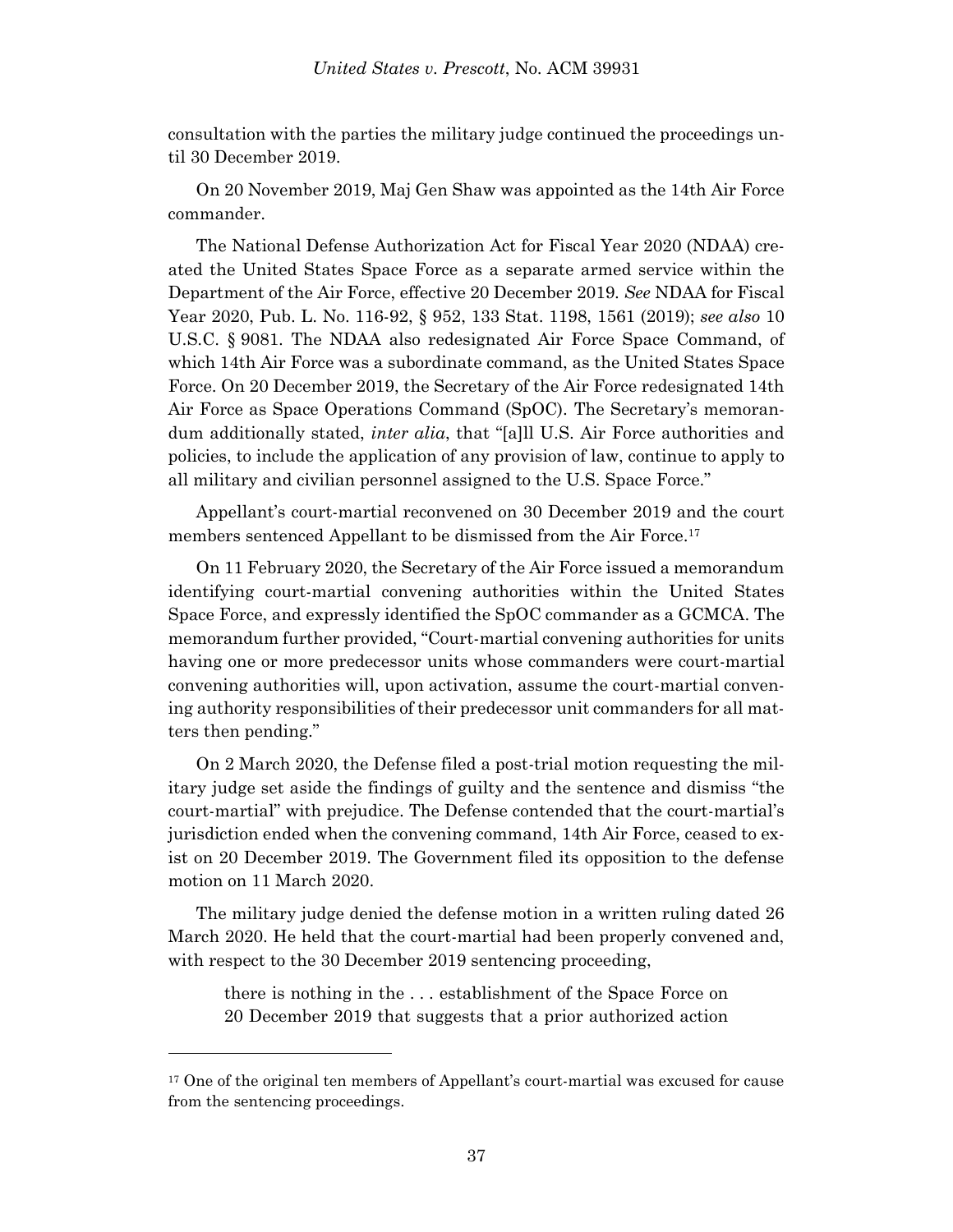consultation with the parties the military judge continued the proceedings until 30 December 2019.

On 20 November 2019, Maj Gen Shaw was appointed as the 14th Air Force commander.

The National Defense Authorization Act for Fiscal Year 2020 (NDAA) created the United States Space Force as a separate armed service within the Department of the Air Force, effective 20 December 2019. *See* NDAA for Fiscal Year 2020, Pub. L. No. 116-92, § 952, 133 Stat. 1198, 1561 (2019); *see also* 10 U.S.C. § 9081. The NDAA also redesignated Air Force Space Command, of which 14th Air Force was a subordinate command, as the United States Space Force. On 20 December 2019, the Secretary of the Air Force redesignated 14th Air Force as Space Operations Command (SpOC). The Secretary's memorandum additionally stated, *inter alia*, that "[a]ll U.S. Air Force authorities and policies, to include the application of any provision of law, continue to apply to all military and civilian personnel assigned to the U.S. Space Force."

Appellant's court-martial reconvened on 30 December 2019 and the court members sentenced Appellant to be dismissed from the Air Force.[17]

On 11 February 2020, the Secretary of the Air Force issued a memorandum identifying court-martial convening authorities within the United States Space Force, and expressly identified the SpOC commander as a GCMCA. The memorandum further provided, "Court-martial convening authorities for units having one or more predecessor units whose commanders were court-martial convening authorities will, upon activation, assume the court-martial convening authority responsibilities of their predecessor unit commanders for all matters then pending."

On 2 March 2020, the Defense filed a post-trial motion requesting the military judge set aside the findings of guilty and the sentence and dismiss "the court-martial" with prejudice. The Defense contended that the court-martial's jurisdiction ended when the convening command, 14th Air Force, ceased to exist on 20 December 2019. The Government filed its opposition to the defense motion on 11 March 2020.

The military judge denied the defense motion in a written ruling dated 26 March 2020. He held that the court-martial had been properly convened and, with respect to the 30 December 2019 sentencing proceeding,

> there is nothing in the . . . establishment of the Space Force on 20 December 2019 that suggests that a prior authorized action

---

[17] One of the original ten members of Appellant's court-martial was excused for cause from the sentencing proceedings.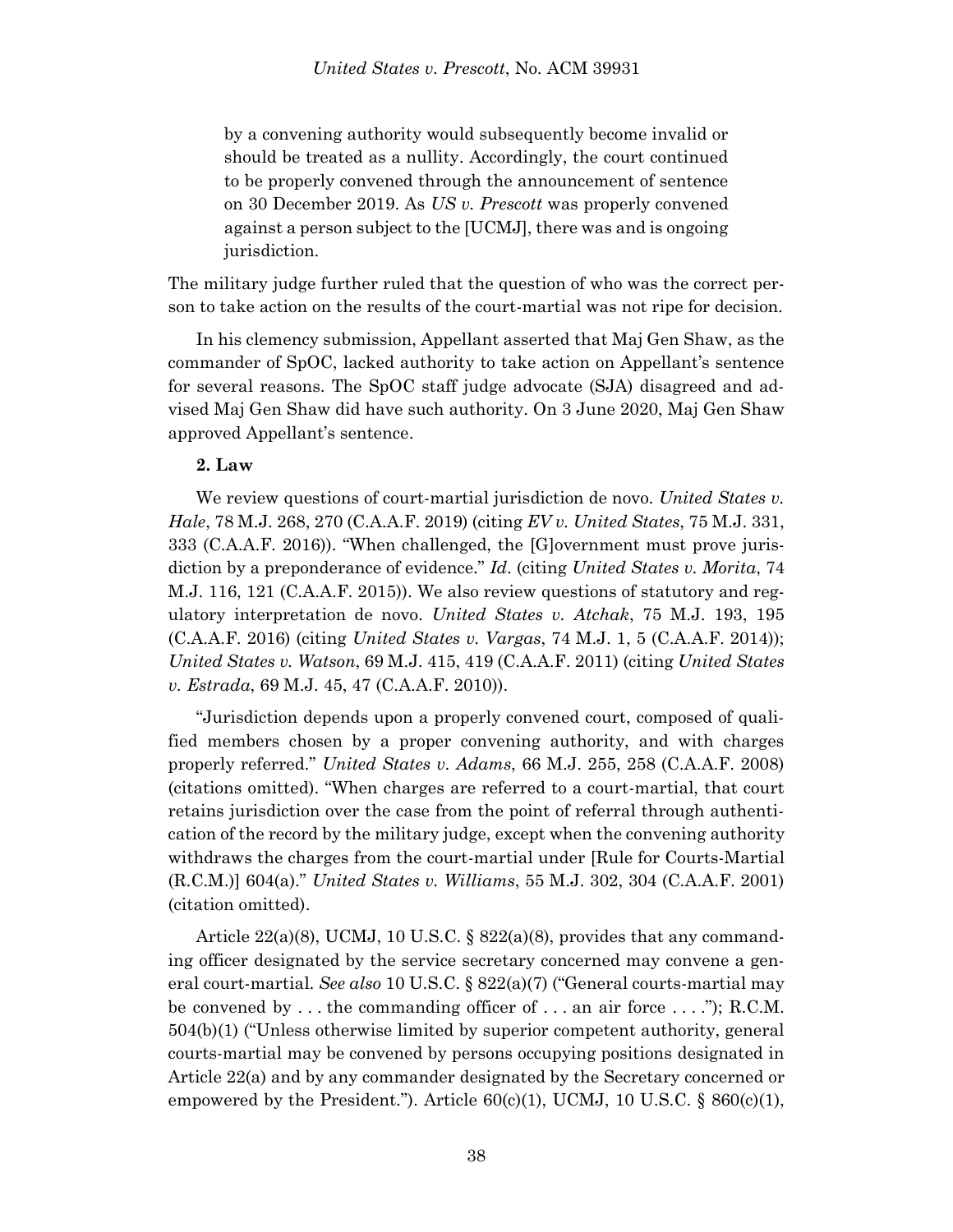> by a convening authority would subsequently become invalid or should be treated as a nullity. Accordingly, the court continued to be properly convened through the announcement of sentence on 30 December 2019. As *US v. Prescott* was properly convened against a person subject to the [UCMJ], there was and is ongoing jurisdiction.

The military judge further ruled that the question of who was the correct person to take action on the results of the court-martial was not ripe for decision.

In his clemency submission, Appellant asserted that Maj Gen Shaw, as the commander of SpOC, lacked authority to take action on Appellant's sentence for several reasons. The SpOC staff judge advocate (SJA) disagreed and advised Maj Gen Shaw did have such authority. On 3 June 2020, Maj Gen Shaw approved Appellant's sentence.

**2. Law**

We review questions of court-martial jurisdiction de novo. *United States v. Hale*, 78 M.J. 268, 270 (C.A.A.F. 2019) (citing *EV v. United States*, 75 M.J. 331, 333 (C.A.A.F. 2016)). "When challenged, the [G]overnment must prove jurisdiction by a preponderance of evidence." *Id*. (citing *United States v. Morita*, 74 M.J. 116, 121 (C.A.A.F. 2015)). We also review questions of statutory and regulatory interpretation de novo. *United States v. Atchak*, 75 M.J. 193, 195 (C.A.A.F. 2016) (citing *United States v. Vargas*, 74 M.J. 1, 5 (C.A.A.F. 2014)); *United States v. Watson*, 69 M.J. 415, 419 (C.A.A.F. 2011) (citing *United States v. Estrada*, 69 M.J. 45, 47 (C.A.A.F. 2010)).

"Jurisdiction depends upon a properly convened court, composed of qualified members chosen by a proper convening authority, and with charges properly referred." *United States v. Adams*, 66 M.J. 255, 258 (C.A.A.F. 2008) (citations omitted). "When charges are referred to a court-martial, that court retains jurisdiction over the case from the point of referral through authentication of the record by the military judge, except when the convening authority withdraws the charges from the court-martial under [Rule for Courts-Martial (R.C.M.)] 604(a)." *United States v. Williams*, 55 M.J. 302, 304 (C.A.A.F. 2001) (citation omitted).

Article 22(a)(8), UCMJ, 10 U.S.C. § 822(a)(8), provides that any commanding officer designated by the service secretary concerned may convene a general court-martial. *See also* 10 U.S.C. § 822(a)(7) ("General courts-martial may be convened by . . . the commanding officer of . . . an air force . . . ."); R.C.M. 504(b)(1) ("Unless otherwise limited by superior competent authority, general courts-martial may be convened by persons occupying positions designated in Article 22(a) and by any commander designated by the Secretary concerned or empowered by the President."). Article 60(c)(1), UCMJ, 10 U.S.C. § 860(c)(1),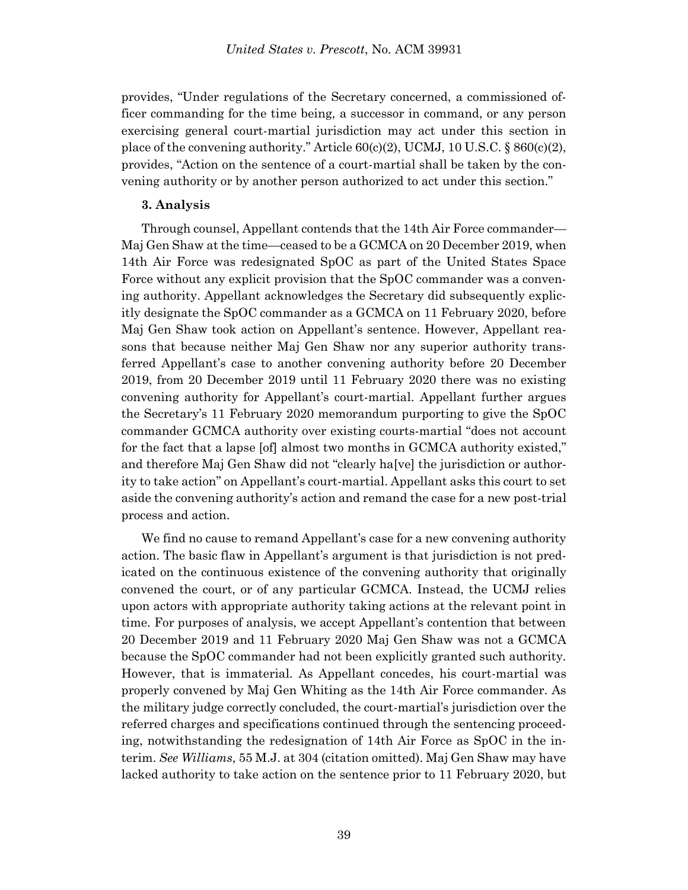provides, "Under regulations of the Secretary concerned, a commissioned officer commanding for the time being, a successor in command, or any person exercising general court-martial jurisdiction may act under this section in place of the convening authority." Article 60(c)(2), UCMJ, 10 U.S.C. § 860(c)(2), provides, "Action on the sentence of a court-martial shall be taken by the convening authority or by another person authorized to act under this section."

**3. Analysis**

Through counsel, Appellant contends that the 14th Air Force commander—Maj Gen Shaw at the time—ceased to be a GCMCA on 20 December 2019, when 14th Air Force was redesignated SpOC as part of the United States Space Force without any explicit provision that the SpOC commander was a convening authority. Appellant acknowledges the Secretary did subsequently explicitly designate the SpOC commander as a GCMCA on 11 February 2020, before Maj Gen Shaw took action on Appellant's sentence. However, Appellant reasons that because neither Maj Gen Shaw nor any superior authority transferred Appellant's case to another convening authority before 20 December 2019, from 20 December 2019 until 11 February 2020 there was no existing convening authority for Appellant's court-martial. Appellant further argues the Secretary's 11 February 2020 memorandum purporting to give the SpOC commander GCMCA authority over existing courts-martial "does not account for the fact that a lapse [of] almost two months in GCMCA authority existed," and therefore Maj Gen Shaw did not "clearly ha[ve] the jurisdiction or authority to take action" on Appellant's court-martial. Appellant asks this court to set aside the convening authority's action and remand the case for a new post-trial process and action.

We find no cause to remand Appellant's case for a new convening authority action. The basic flaw in Appellant's argument is that jurisdiction is not predicated on the continuous existence of the convening authority that originally convened the court, or of any particular GCMCA. Instead, the UCMJ relies upon actors with appropriate authority taking actions at the relevant point in time. For purposes of analysis, we accept Appellant's contention that between 20 December 2019 and 11 February 2020 Maj Gen Shaw was not a GCMCA because the SpOC commander had not been explicitly granted such authority. However, that is immaterial. As Appellant concedes, his court-martial was properly convened by Maj Gen Whiting as the 14th Air Force commander. As the military judge correctly concluded, the court-martial's jurisdiction over the referred charges and specifications continued through the sentencing proceeding, notwithstanding the redesignation of 14th Air Force as SpOC in the interim. *See Williams*, 55 M.J. at 304 (citation omitted). Maj Gen Shaw may have lacked authority to take action on the sentence prior to 11 February 2020, but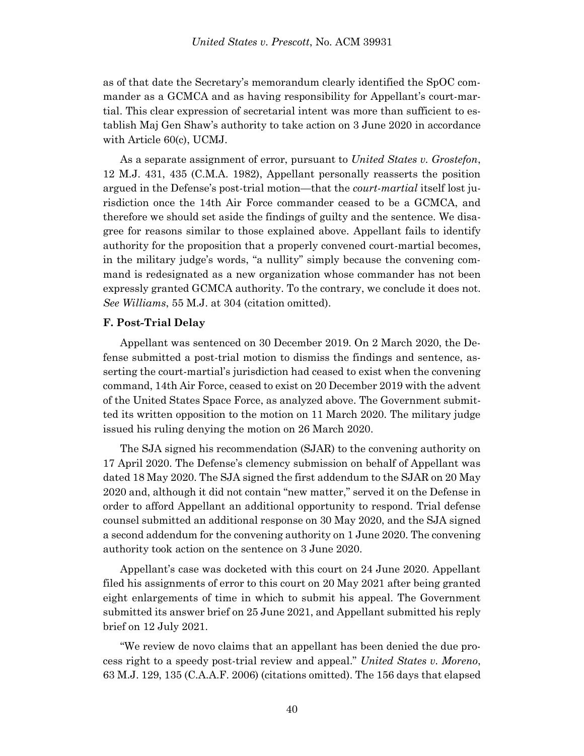as of that date the Secretary's memorandum clearly identified the SpOC commander as a GCMCA and as having responsibility for Appellant's court-martial. This clear expression of secretarial intent was more than sufficient to establish Maj Gen Shaw's authority to take action on 3 June 2020 in accordance with Article 60(c), UCMJ.

As a separate assignment of error, pursuant to *United States v. Grostefon*, 12 M.J. 431, 435 (C.M.A. 1982), Appellant personally reasserts the position argued in the Defense's post-trial motion—that the *court-martial* itself lost jurisdiction once the 14th Air Force commander ceased to be a GCMCA, and therefore we should set aside the findings of guilty and the sentence. We disagree for reasons similar to those explained above. Appellant fails to identify authority for the proposition that a properly convened court-martial becomes, in the military judge's words, "a nullity" simply because the convening command is redesignated as a new organization whose commander has not been expressly granted GCMCA authority. To the contrary, we conclude it does not. *See Williams*, 55 M.J. at 304 (citation omitted).

### F. Post-Trial Delay

Appellant was sentenced on 30 December 2019. On 2 March 2020, the Defense submitted a post-trial motion to dismiss the findings and sentence, asserting the court-martial's jurisdiction had ceased to exist when the convening command, 14th Air Force, ceased to exist on 20 December 2019 with the advent of the United States Space Force, as analyzed above. The Government submitted its written opposition to the motion on 11 March 2020. The military judge issued his ruling denying the motion on 26 March 2020.

The SJA signed his recommendation (SJAR) to the convening authority on 17 April 2020. The Defense's clemency submission on behalf of Appellant was dated 18 May 2020. The SJA signed the first addendum to the SJAR on 20 May 2020 and, although it did not contain "new matter," served it on the Defense in order to afford Appellant an additional opportunity to respond. Trial defense counsel submitted an additional response on 30 May 2020, and the SJA signed a second addendum for the convening authority on 1 June 2020. The convening authority took action on the sentence on 3 June 2020.

Appellant's case was docketed with this court on 24 June 2020. Appellant filed his assignments of error to this court on 20 May 2021 after being granted eight enlargements of time in which to submit his appeal. The Government submitted its answer brief on 25 June 2021, and Appellant submitted his reply brief on 12 July 2021.

"We review de novo claims that an appellant has been denied the due process right to a speedy post-trial review and appeal." *United States v. Moreno*, 63 M.J. 129, 135 (C.A.A.F. 2006) (citations omitted). The 156 days that elapsed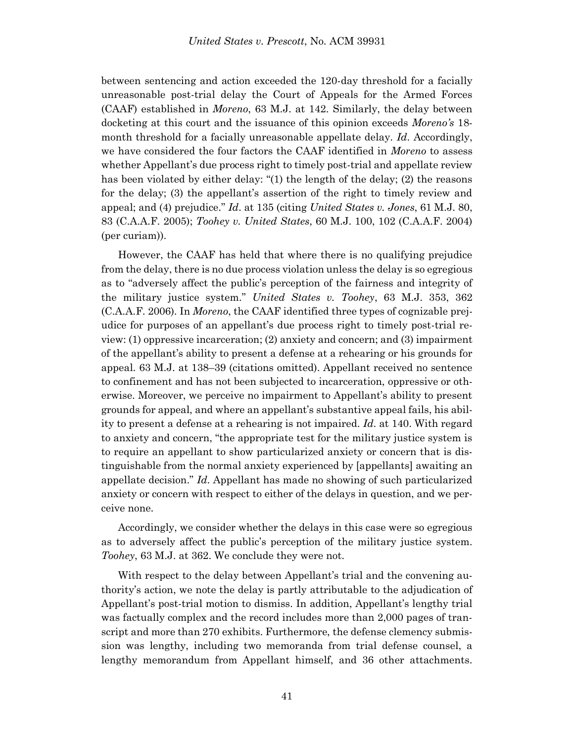between sentencing and action exceeded the 120-day threshold for a facially unreasonable post-trial delay the Court of Appeals for the Armed Forces (CAAF) established in *Moreno*, 63 M.J. at 142. Similarly, the delay between docketing at this court and the issuance of this opinion exceeds *Moreno's* 18-month threshold for a facially unreasonable appellate delay. *Id*. Accordingly, we have considered the four factors the CAAF identified in *Moreno* to assess whether Appellant's due process right to timely post-trial and appellate review has been violated by either delay: "(1) the length of the delay; (2) the reasons for the delay; (3) the appellant's assertion of the right to timely review and appeal; and (4) prejudice." *Id*. at 135 (citing *United States v. Jones*, 61 M.J. 80, 83 (C.A.A.F. 2005); *Toohey v. United States*, 60 M.J. 100, 102 (C.A.A.F. 2004) (per curiam)).

However, the CAAF has held that where there is no qualifying prejudice from the delay, there is no due process violation unless the delay is so egregious as to "adversely affect the public's perception of the fairness and integrity of the military justice system." *United States v. Toohey*, 63 M.J. 353, 362 (C.A.A.F. 2006). In *Moreno*, the CAAF identified three types of cognizable prejudice for purposes of an appellant's due process right to timely post-trial review: (1) oppressive incarceration; (2) anxiety and concern; and (3) impairment of the appellant's ability to present a defense at a rehearing or his grounds for appeal. 63 M.J. at 138–39 (citations omitted). Appellant received no sentence to confinement and has not been subjected to incarceration, oppressive or otherwise. Moreover, we perceive no impairment to Appellant's ability to present grounds for appeal, and where an appellant's substantive appeal fails, his ability to present a defense at a rehearing is not impaired. *Id*. at 140. With regard to anxiety and concern, "the appropriate test for the military justice system is to require an appellant to show particularized anxiety or concern that is distinguishable from the normal anxiety experienced by [appellants] awaiting an appellate decision." *Id*. Appellant has made no showing of such particularized anxiety or concern with respect to either of the delays in question, and we perceive none.

Accordingly, we consider whether the delays in this case were so egregious as to adversely affect the public's perception of the military justice system. *Toohey*, 63 M.J. at 362. We conclude they were not.

With respect to the delay between Appellant's trial and the convening authority's action, we note the delay is partly attributable to the adjudication of Appellant's post-trial motion to dismiss. In addition, Appellant's lengthy trial was factually complex and the record includes more than 2,000 pages of transcript and more than 270 exhibits. Furthermore, the defense clemency submission was lengthy, including two memoranda from trial defense counsel, a lengthy memorandum from Appellant himself, and 36 other attachments.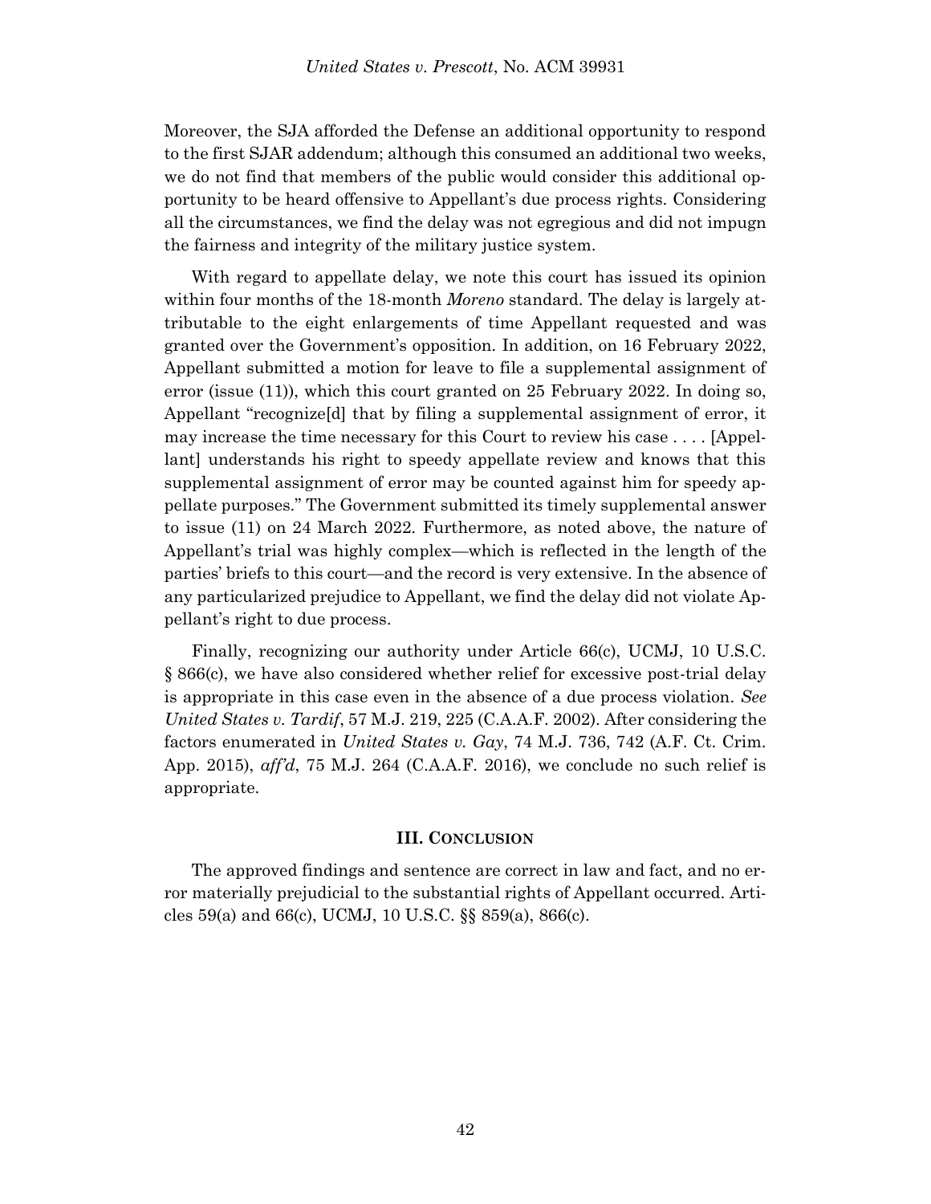Moreover, the SJA afforded the Defense an additional opportunity to respond to the first SJAR addendum; although this consumed an additional two weeks, we do not find that members of the public would consider this additional opportunity to be heard offensive to Appellant's due process rights. Considering all the circumstances, we find the delay was not egregious and did not impugn the fairness and integrity of the military justice system.

With regard to appellate delay, we note this court has issued its opinion within four months of the 18-month *Moreno* standard. The delay is largely attributable to the eight enlargements of time Appellant requested and was granted over the Government's opposition. In addition, on 16 February 2022, Appellant submitted a motion for leave to file a supplemental assignment of error (issue (11)), which this court granted on 25 February 2022. In doing so, Appellant "recognize[d] that by filing a supplemental assignment of error, it may increase the time necessary for this Court to review his case . . . . [Appellant] understands his right to speedy appellate review and knows that this supplemental assignment of error may be counted against him for speedy appellate purposes." The Government submitted its timely supplemental answer to issue (11) on 24 March 2022. Furthermore, as noted above, the nature of Appellant's trial was highly complex—which is reflected in the length of the parties' briefs to this court—and the record is very extensive. In the absence of any particularized prejudice to Appellant, we find the delay did not violate Appellant's right to due process.

Finally, recognizing our authority under Article 66(c), UCMJ, 10 U.S.C. § 866(c), we have also considered whether relief for excessive post-trial delay is appropriate in this case even in the absence of a due process violation. *See United States v. Tardif*, 57 M.J. 219, 225 (C.A.A.F. 2002). After considering the factors enumerated in *United States v. Gay*, 74 M.J. 736, 742 (A.F. Ct. Crim. App. 2015), *aff'd*, 75 M.J. 264 (C.A.A.F. 2016), we conclude no such relief is appropriate.

### III. CONCLUSION

The approved findings and sentence are correct in law and fact, and no error materially prejudicial to the substantial rights of Appellant occurred. Articles 59(a) and 66(c), UCMJ, 10 U.S.C. §§ 859(a), 866(c).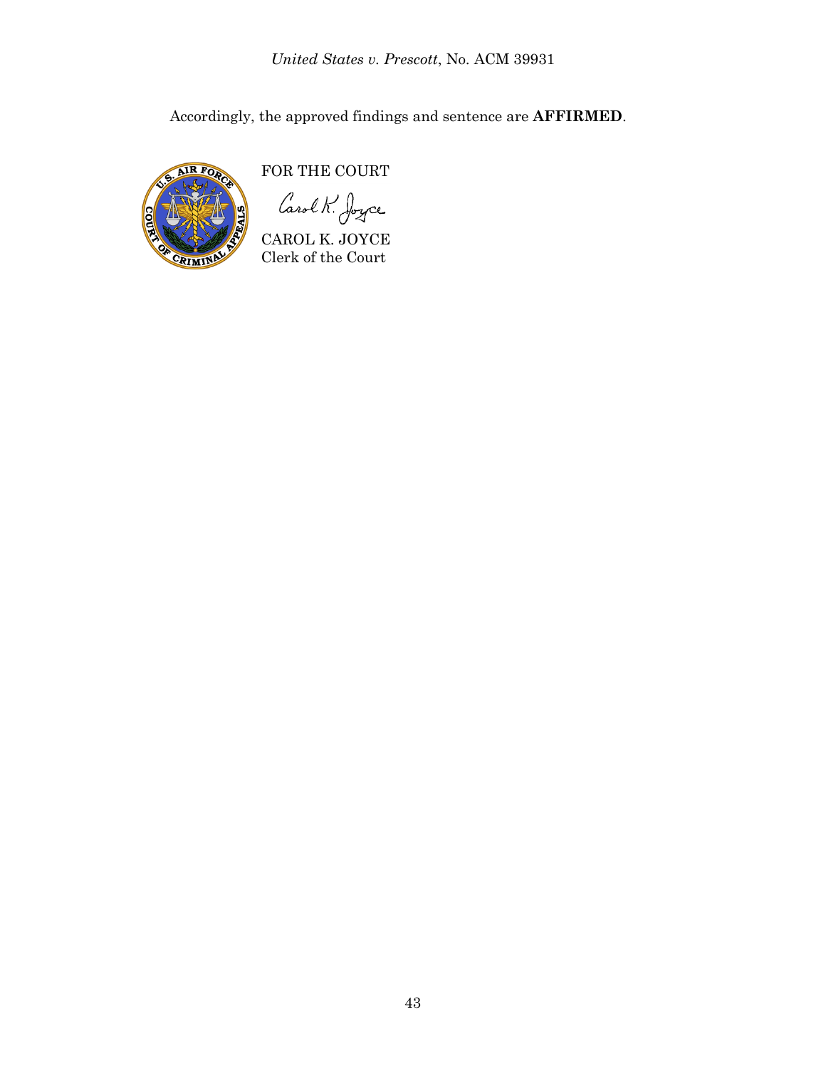Accordingly, the approved findings and sentence are **AFFIRMED**.

FOR THE COURT

CAROL K. JOYCE
Clerk of the Court